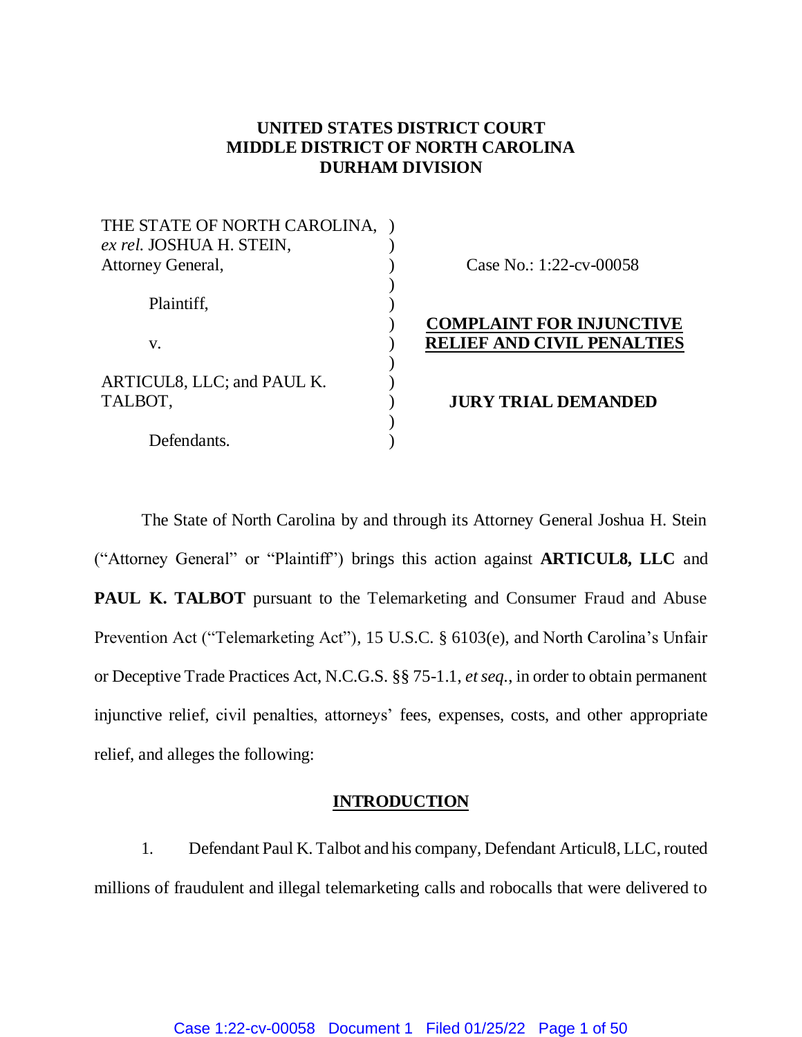**UNITED STATES DISTRICT COURT**
**MIDDLE DISTRICT OF NORTH CAROLINA**
**DURHAM DIVISION**

| | | |
|---|---|---|
| THE STATE OF NORTH CAROLINA, *ex rel.* JOSHUA H. STEIN, Attorney General, | ) | Case No.: 1:22-cv-00058 |
| Plaintiff, | ) | |
| v. | ) | **COMPLAINT FOR INJUNCTIVE RELIEF AND CIVIL PENALTIES** |
| ARTICUL8, LLC; and PAUL K. TALBOT, | ) | **JURY TRIAL DEMANDED** |
| Defendants. | ) | |

The State of North Carolina by and through its Attorney General Joshua H. Stein ("Attorney General" or "Plaintiff") brings this action against **ARTICUL8, LLC** and **PAUL K. TALBOT** pursuant to the Telemarketing and Consumer Fraud and Abuse Prevention Act ("Telemarketing Act"), 15 U.S.C. § 6103(e), and North Carolina's Unfair or Deceptive Trade Practices Act, N.C.G.S. §§ 75-1.1, *et seq.*, in order to obtain permanent injunctive relief, civil penalties, attorneys' fees, expenses, costs, and other appropriate relief, and alleges the following:

## INTRODUCTION

1. Defendant Paul K. Talbot and his company, Defendant Articul8, LLC, routed millions of fraudulent and illegal telemarketing calls and robocalls that were delivered to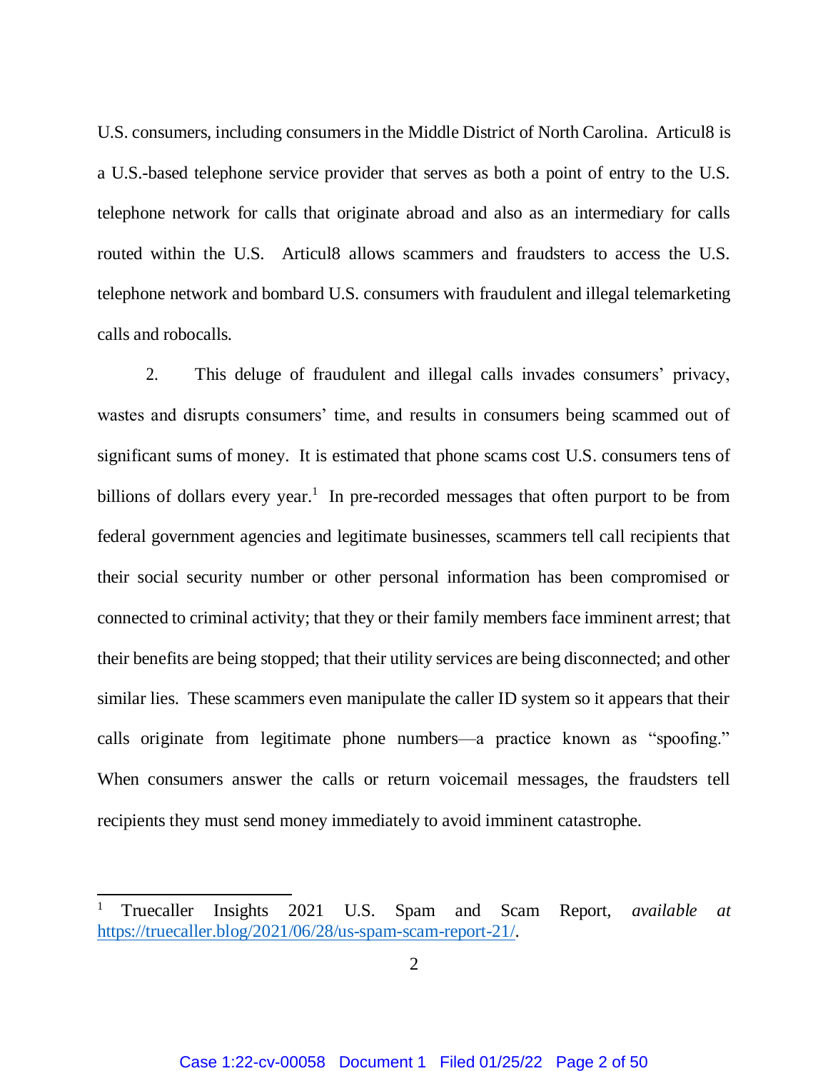U.S. consumers, including consumers in the Middle District of North Carolina. Articul8 is a U.S.-based telephone service provider that serves as both a point of entry to the U.S. telephone network for calls that originate abroad and also as an intermediary for calls routed within the U.S. Articul8 allows scammers and fraudsters to access the U.S. telephone network and bombard U.S. consumers with fraudulent and illegal telemarketing calls and robocalls.

2. This deluge of fraudulent and illegal calls invades consumers' privacy, wastes and disrupts consumers' time, and results in consumers being scammed out of significant sums of money. It is estimated that phone scams cost U.S. consumers tens of billions of dollars every year.[1] In pre-recorded messages that often purport to be from federal government agencies and legitimate businesses, scammers tell call recipients that their social security number or other personal information has been compromised or connected to criminal activity; that they or their family members face imminent arrest; that their benefits are being stopped; that their utility services are being disconnected; and other similar lies. These scammers even manipulate the caller ID system so it appears that their calls originate from legitimate phone numbers—a practice known as "spoofing." When consumers answer the calls or return voicemail messages, the fraudsters tell recipients they must send money immediately to avoid imminent catastrophe.

---

[1] Truecaller Insights 2021 U.S. Spam and Scam Report, *available at* https://truecaller.blog/2021/06/28/us-spam-scam-report-21/.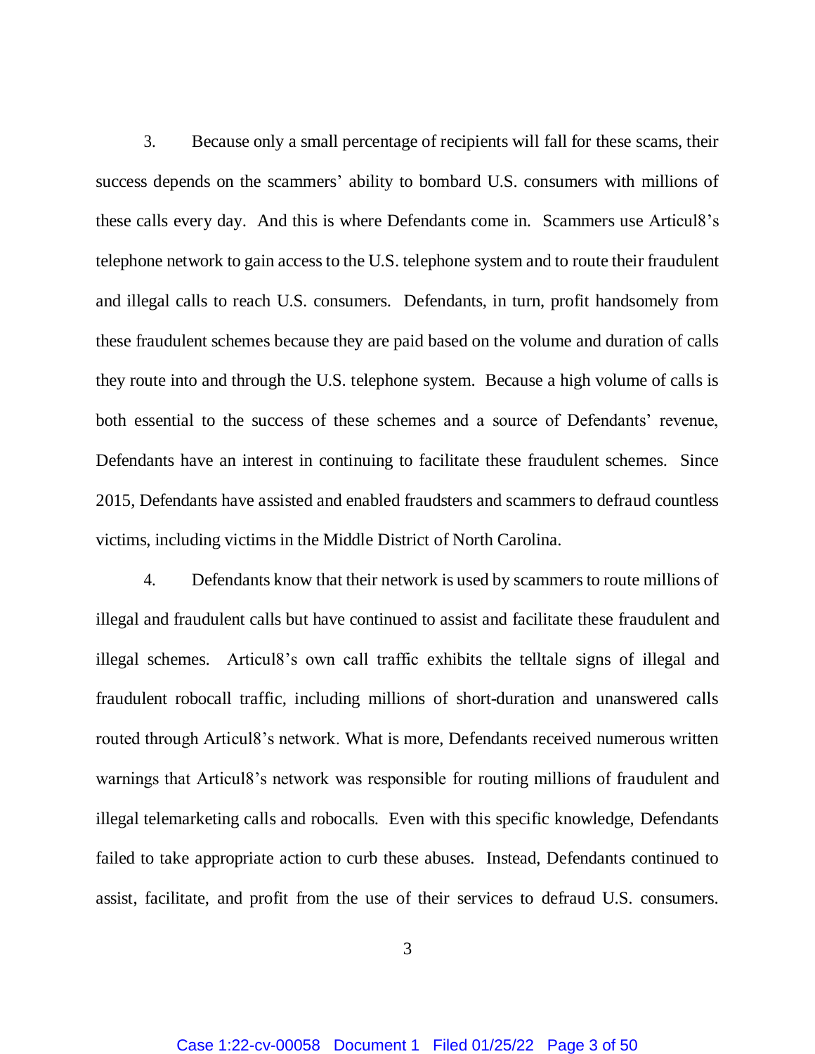3. Because only a small percentage of recipients will fall for these scams, their success depends on the scammers' ability to bombard U.S. consumers with millions of these calls every day. And this is where Defendants come in. Scammers use Articul8's telephone network to gain access to the U.S. telephone system and to route their fraudulent and illegal calls to reach U.S. consumers. Defendants, in turn, profit handsomely from these fraudulent schemes because they are paid based on the volume and duration of calls they route into and through the U.S. telephone system. Because a high volume of calls is both essential to the success of these schemes and a source of Defendants' revenue, Defendants have an interest in continuing to facilitate these fraudulent schemes. Since 2015, Defendants have assisted and enabled fraudsters and scammers to defraud countless victims, including victims in the Middle District of North Carolina.

4. Defendants know that their network is used by scammers to route millions of illegal and fraudulent calls but have continued to assist and facilitate these fraudulent and illegal schemes. Articul8's own call traffic exhibits the telltale signs of illegal and fraudulent robocall traffic, including millions of short-duration and unanswered calls routed through Articul8's network. What is more, Defendants received numerous written warnings that Articul8's network was responsible for routing millions of fraudulent and illegal telemarketing calls and robocalls. Even with this specific knowledge, Defendants failed to take appropriate action to curb these abuses. Instead, Defendants continued to assist, facilitate, and profit from the use of their services to defraud U.S. consumers.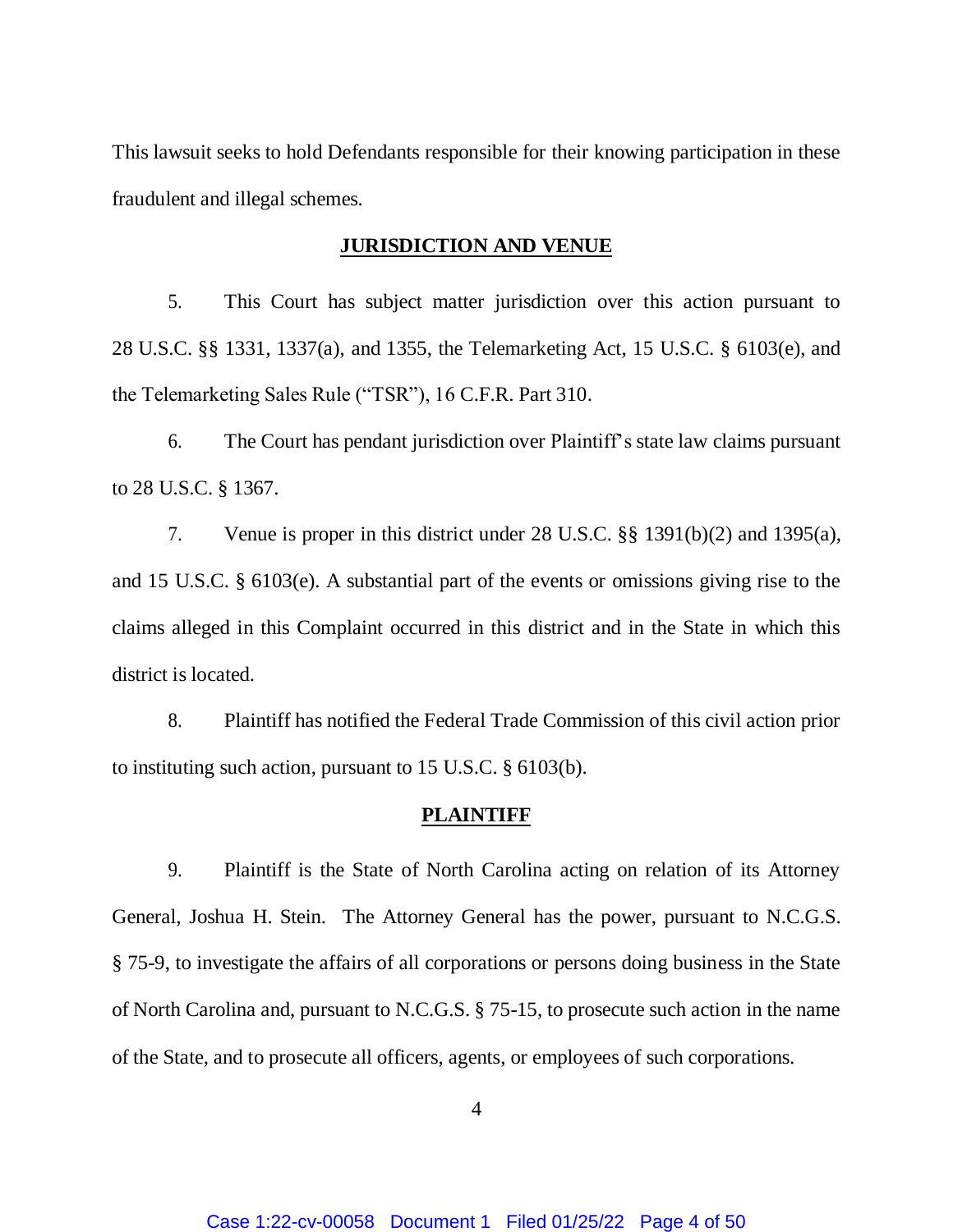This lawsuit seeks to hold Defendants responsible for their knowing participation in these fraudulent and illegal schemes.

## JURISDICTION AND VENUE

5. This Court has subject matter jurisdiction over this action pursuant to 28 U.S.C. §§ 1331, 1337(a), and 1355, the Telemarketing Act, 15 U.S.C. § 6103(e), and the Telemarketing Sales Rule ("TSR"), 16 C.F.R. Part 310.

6. The Court has pendant jurisdiction over Plaintiff's state law claims pursuant to 28 U.S.C. § 1367.

7. Venue is proper in this district under 28 U.S.C. §§ 1391(b)(2) and 1395(a), and 15 U.S.C. § 6103(e). A substantial part of the events or omissions giving rise to the claims alleged in this Complaint occurred in this district and in the State in which this district is located.

8. Plaintiff has notified the Federal Trade Commission of this civil action prior to instituting such action, pursuant to 15 U.S.C. § 6103(b).

## PLAINTIFF

9. Plaintiff is the State of North Carolina acting on relation of its Attorney General, Joshua H. Stein. The Attorney General has the power, pursuant to N.C.G.S. § 75-9, to investigate the affairs of all corporations or persons doing business in the State of North Carolina and, pursuant to N.C.G.S. § 75-15, to prosecute such action in the name of the State, and to prosecute all officers, agents, or employees of such corporations.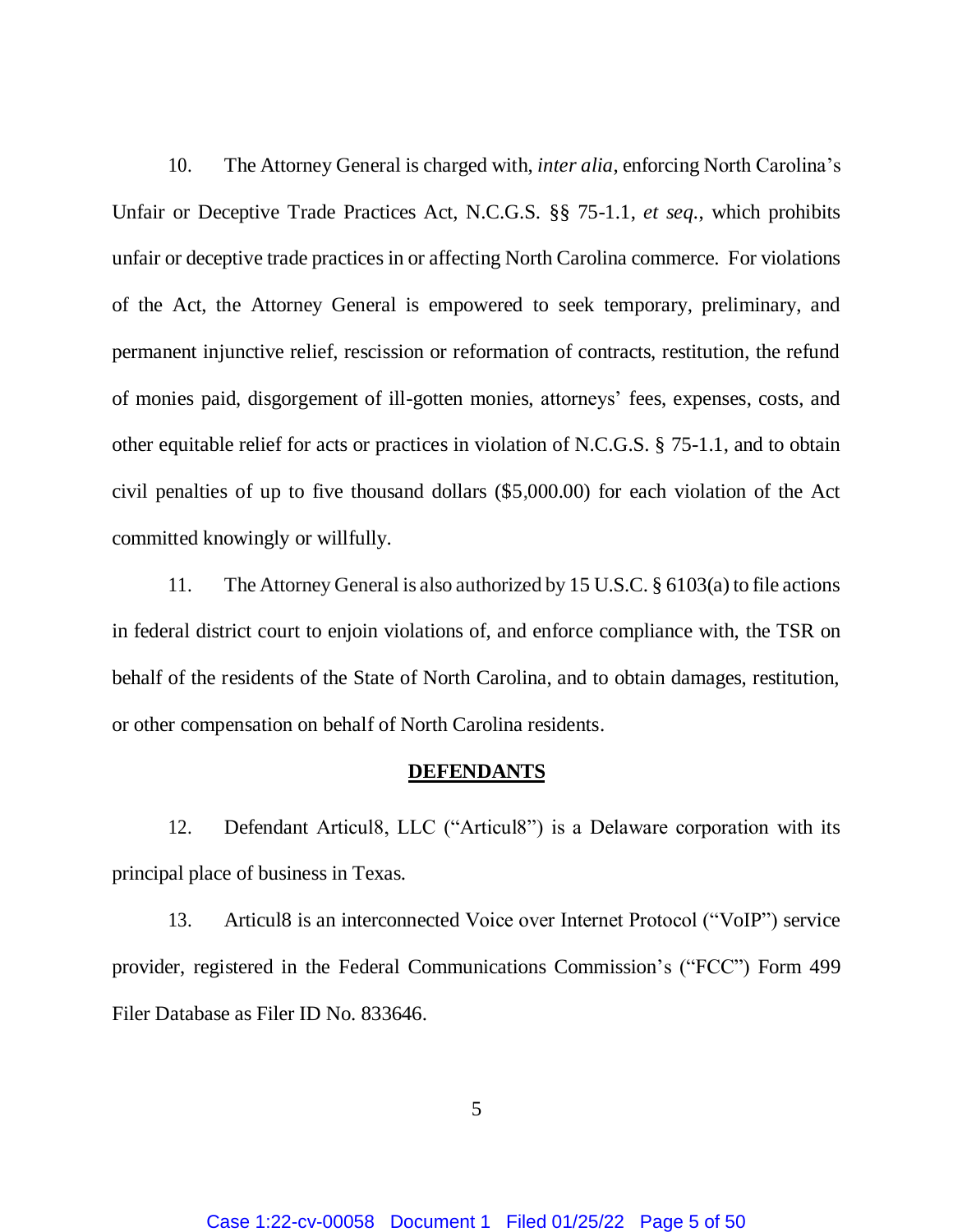10. The Attorney General is charged with, *inter alia*, enforcing North Carolina's Unfair or Deceptive Trade Practices Act, N.C.G.S. §§ 75-1.1, *et seq.*, which prohibits unfair or deceptive trade practices in or affecting North Carolina commerce. For violations of the Act, the Attorney General is empowered to seek temporary, preliminary, and permanent injunctive relief, rescission or reformation of contracts, restitution, the refund of monies paid, disgorgement of ill-gotten monies, attorneys' fees, expenses, costs, and other equitable relief for acts or practices in violation of N.C.G.S. § 75-1.1, and to obtain civil penalties of up to five thousand dollars ($5,000.00) for each violation of the Act committed knowingly or willfully.

11. The Attorney General is also authorized by 15 U.S.C. § 6103(a) to file actions in federal district court to enjoin violations of, and enforce compliance with, the TSR on behalf of the residents of the State of North Carolina, and to obtain damages, restitution, or other compensation on behalf of North Carolina residents.

## DEFENDANTS

12. Defendant Articul8, LLC ("Articul8") is a Delaware corporation with its principal place of business in Texas.

13. Articul8 is an interconnected Voice over Internet Protocol ("VoIP") service provider, registered in the Federal Communications Commission's ("FCC") Form 499 Filer Database as Filer ID No. 833646.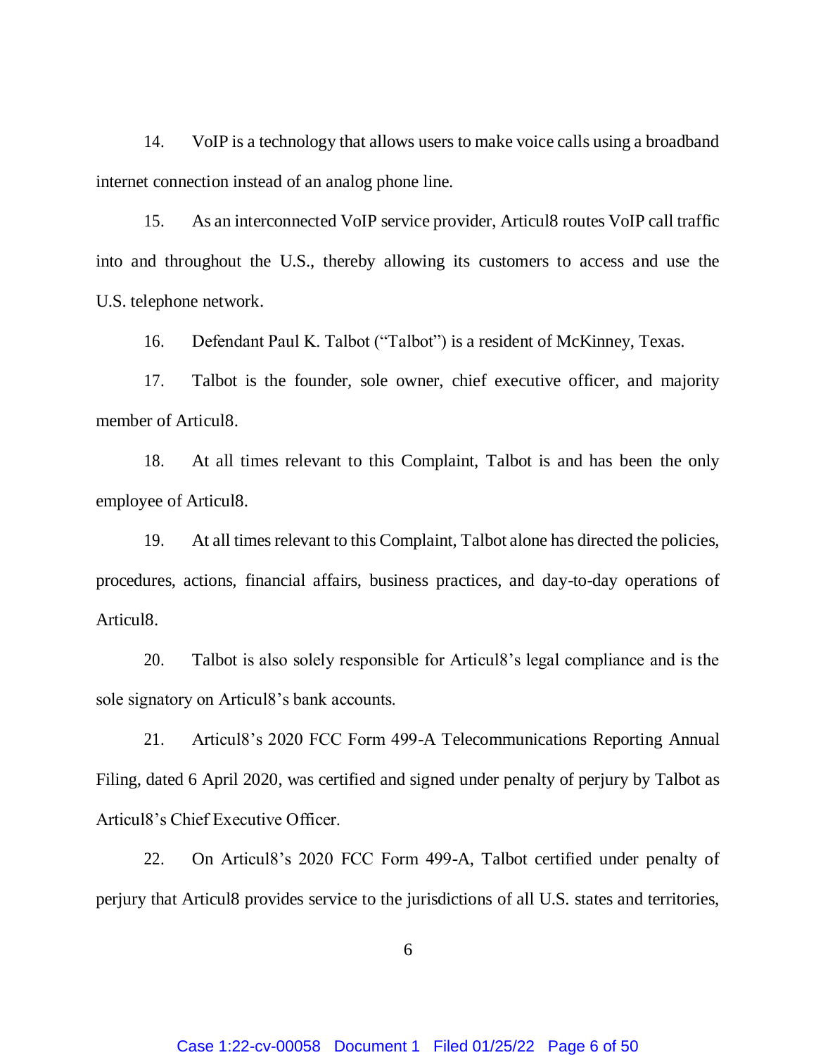14. VoIP is a technology that allows users to make voice calls using a broadband internet connection instead of an analog phone line.

15. As an interconnected VoIP service provider, Articul8 routes VoIP call traffic into and throughout the U.S., thereby allowing its customers to access and use the U.S. telephone network.

16. Defendant Paul K. Talbot ("Talbot") is a resident of McKinney, Texas.

17. Talbot is the founder, sole owner, chief executive officer, and majority member of Articul8.

18. At all times relevant to this Complaint, Talbot is and has been the only employee of Articul8.

19. At all times relevant to this Complaint, Talbot alone has directed the policies, procedures, actions, financial affairs, business practices, and day-to-day operations of Articul8.

20. Talbot is also solely responsible for Articul8's legal compliance and is the sole signatory on Articul8's bank accounts.

21. Articul8's 2020 FCC Form 499-A Telecommunications Reporting Annual Filing, dated 6 April 2020, was certified and signed under penalty of perjury by Talbot as Articul8's Chief Executive Officer.

22. On Articul8's 2020 FCC Form 499-A, Talbot certified under penalty of perjury that Articul8 provides service to the jurisdictions of all U.S. states and territories,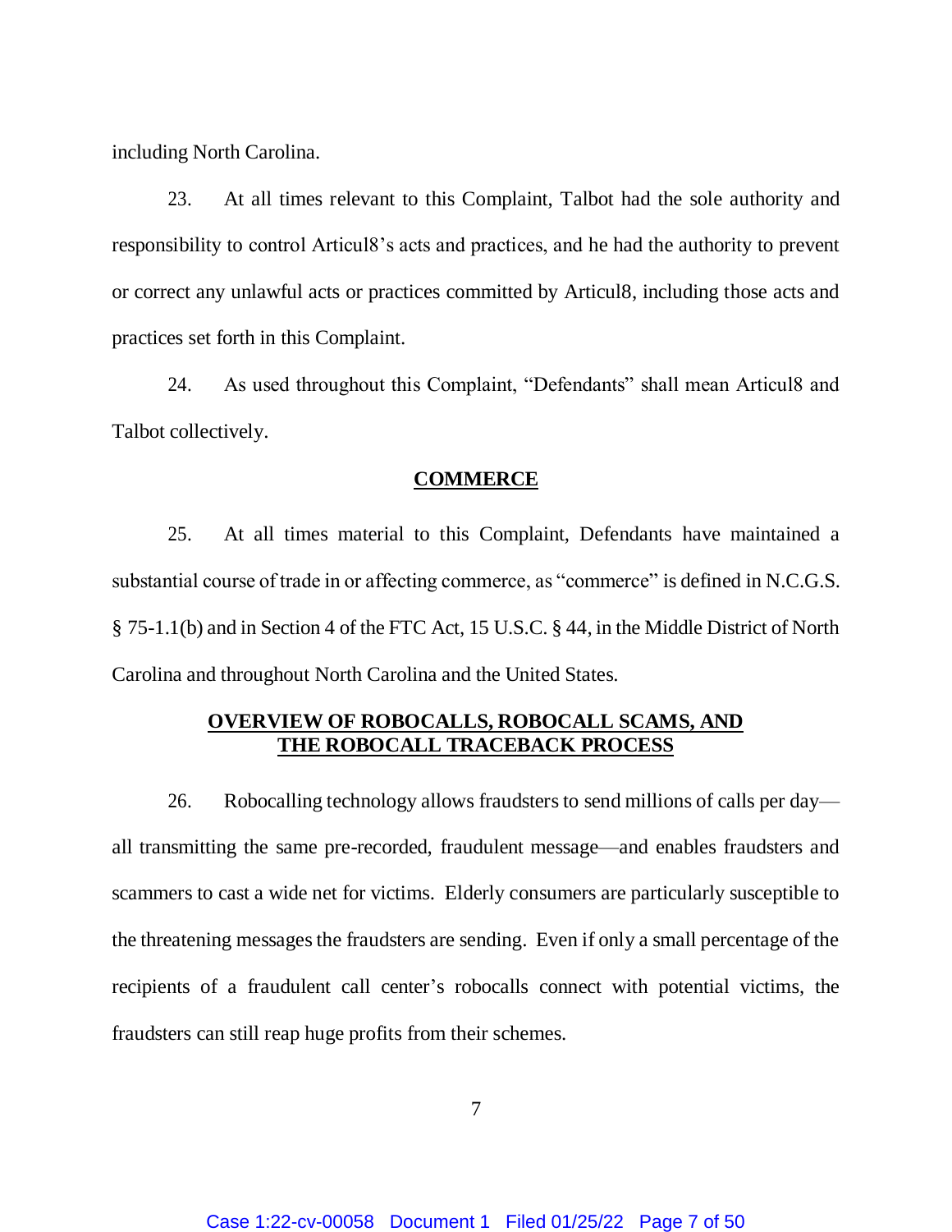including North Carolina.

23. At all times relevant to this Complaint, Talbot had the sole authority and responsibility to control Articul8's acts and practices, and he had the authority to prevent or correct any unlawful acts or practices committed by Articul8, including those acts and practices set forth in this Complaint.

24. As used throughout this Complaint, "Defendants" shall mean Articul8 and Talbot collectively.

## COMMERCE

25. At all times material to this Complaint, Defendants have maintained a substantial course of trade in or affecting commerce, as "commerce" is defined in N.C.G.S. § 75-1.1(b) and in Section 4 of the FTC Act, 15 U.S.C. § 44, in the Middle District of North Carolina and throughout North Carolina and the United States.

## OVERVIEW OF ROBOCALLS, ROBOCALL SCAMS, AND THE ROBOCALL TRACEBACK PROCESS

26. Robocalling technology allows fraudsters to send millions of calls per day—all transmitting the same pre-recorded, fraudulent message—and enables fraudsters and scammers to cast a wide net for victims. Elderly consumers are particularly susceptible to the threatening messages the fraudsters are sending. Even if only a small percentage of the recipients of a fraudulent call center's robocalls connect with potential victims, the fraudsters can still reap huge profits from their schemes.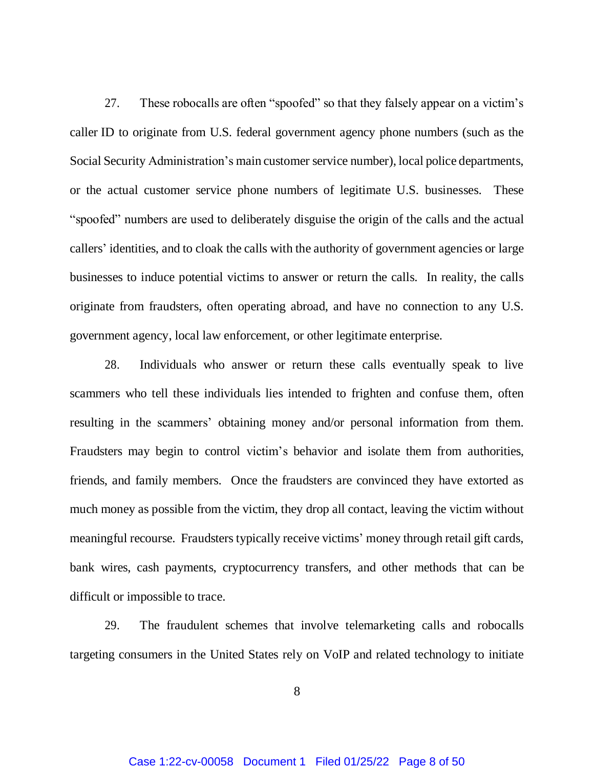27. These robocalls are often "spoofed" so that they falsely appear on a victim's caller ID to originate from U.S. federal government agency phone numbers (such as the Social Security Administration's main customer service number), local police departments, or the actual customer service phone numbers of legitimate U.S. businesses. These "spoofed" numbers are used to deliberately disguise the origin of the calls and the actual callers' identities, and to cloak the calls with the authority of government agencies or large businesses to induce potential victims to answer or return the calls. In reality, the calls originate from fraudsters, often operating abroad, and have no connection to any U.S. government agency, local law enforcement, or other legitimate enterprise.

28. Individuals who answer or return these calls eventually speak to live scammers who tell these individuals lies intended to frighten and confuse them, often resulting in the scammers' obtaining money and/or personal information from them. Fraudsters may begin to control victim's behavior and isolate them from authorities, friends, and family members. Once the fraudsters are convinced they have extorted as much money as possible from the victim, they drop all contact, leaving the victim without meaningful recourse. Fraudsters typically receive victims' money through retail gift cards, bank wires, cash payments, cryptocurrency transfers, and other methods that can be difficult or impossible to trace.

29. The fraudulent schemes that involve telemarketing calls and robocalls targeting consumers in the United States rely on VoIP and related technology to initiate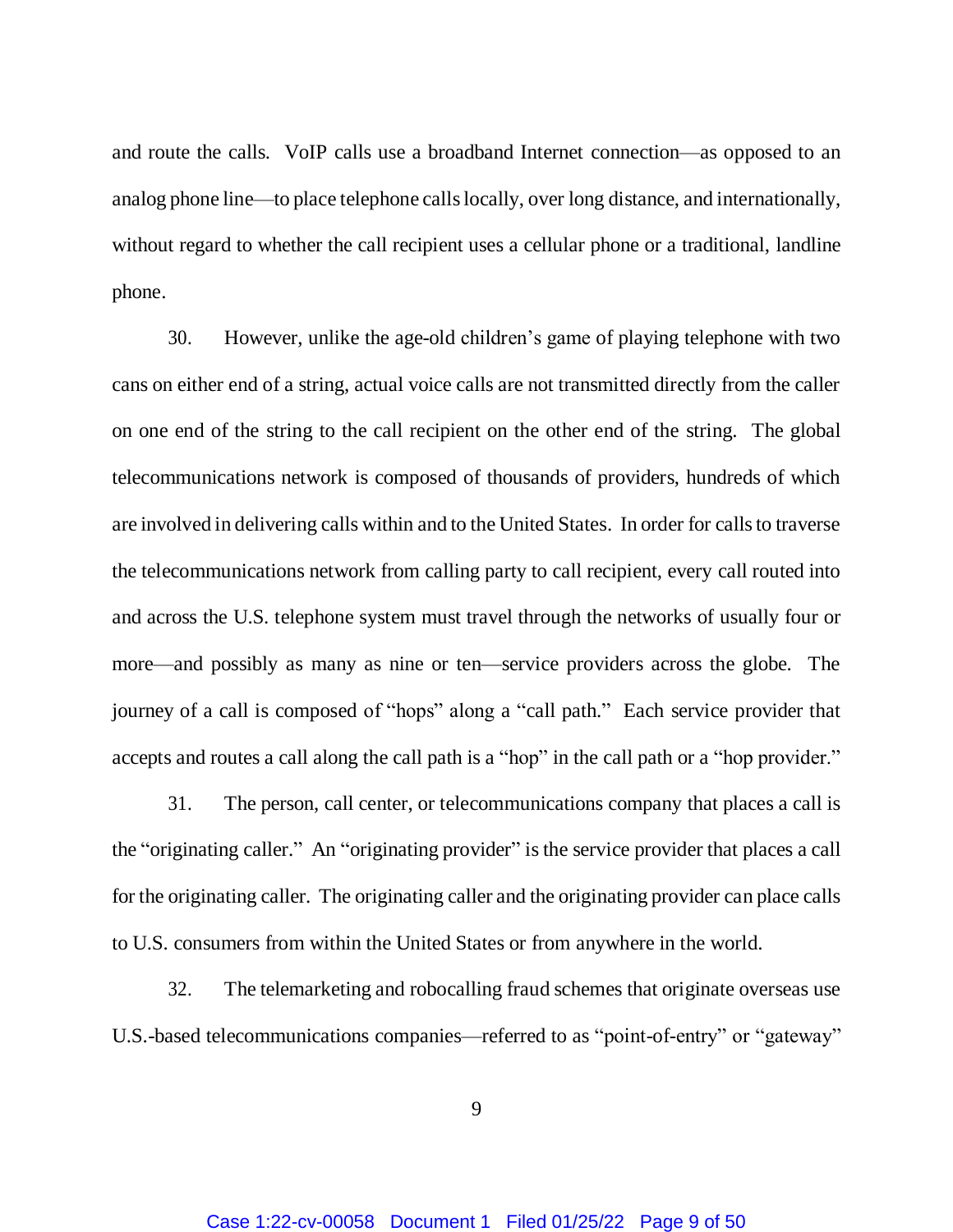and route the calls. VoIP calls use a broadband Internet connection—as opposed to an analog phone line—to place telephone calls locally, over long distance, and internationally, without regard to whether the call recipient uses a cellular phone or a traditional, landline phone.

30. However, unlike the age-old children's game of playing telephone with two cans on either end of a string, actual voice calls are not transmitted directly from the caller on one end of the string to the call recipient on the other end of the string. The global telecommunications network is composed of thousands of providers, hundreds of which are involved in delivering calls within and to the United States. In order for calls to traverse the telecommunications network from calling party to call recipient, every call routed into and across the U.S. telephone system must travel through the networks of usually four or more—and possibly as many as nine or ten—service providers across the globe. The journey of a call is composed of "hops" along a "call path." Each service provider that accepts and routes a call along the call path is a "hop" in the call path or a "hop provider."

31. The person, call center, or telecommunications company that places a call is the "originating caller." An "originating provider" is the service provider that places a call for the originating caller. The originating caller and the originating provider can place calls to U.S. consumers from within the United States or from anywhere in the world.

32. The telemarketing and robocalling fraud schemes that originate overseas use U.S.-based telecommunications companies—referred to as "point-of-entry" or "gateway"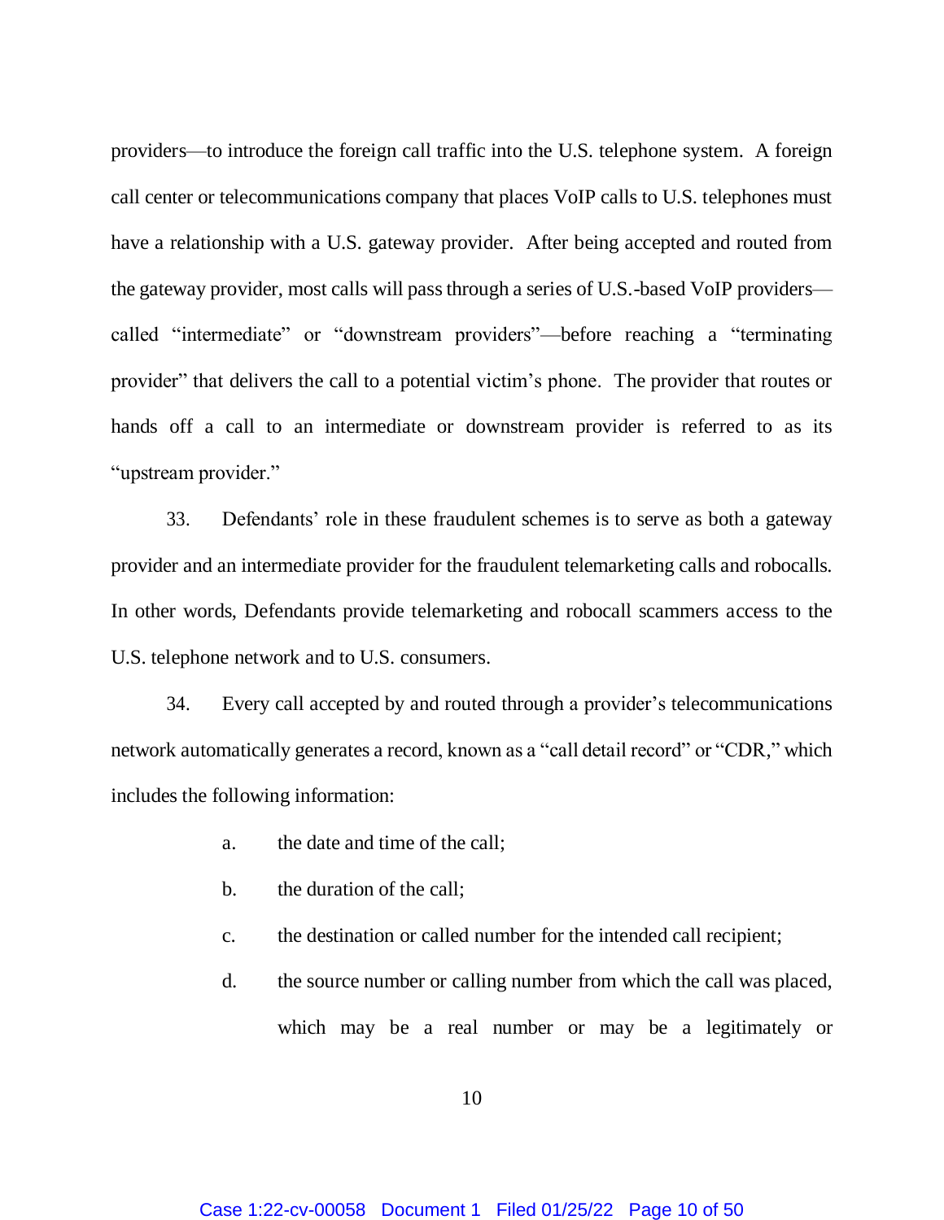providers—to introduce the foreign call traffic into the U.S. telephone system. A foreign call center or telecommunications company that places VoIP calls to U.S. telephones must have a relationship with a U.S. gateway provider. After being accepted and routed from the gateway provider, most calls will pass through a series of U.S.-based VoIP providers—called "intermediate" or "downstream providers"—before reaching a "terminating provider" that delivers the call to a potential victim's phone. The provider that routes or hands off a call to an intermediate or downstream provider is referred to as its "upstream provider."

33. Defendants' role in these fraudulent schemes is to serve as both a gateway provider and an intermediate provider for the fraudulent telemarketing calls and robocalls. In other words, Defendants provide telemarketing and robocall scammers access to the U.S. telephone network and to U.S. consumers.

34. Every call accepted by and routed through a provider's telecommunications network automatically generates a record, known as a "call detail record" or "CDR," which includes the following information:

a. the date and time of the call;

b. the duration of the call;

c. the destination or called number for the intended call recipient;

d. the source number or calling number from which the call was placed, which may be a real number or may be a legitimately or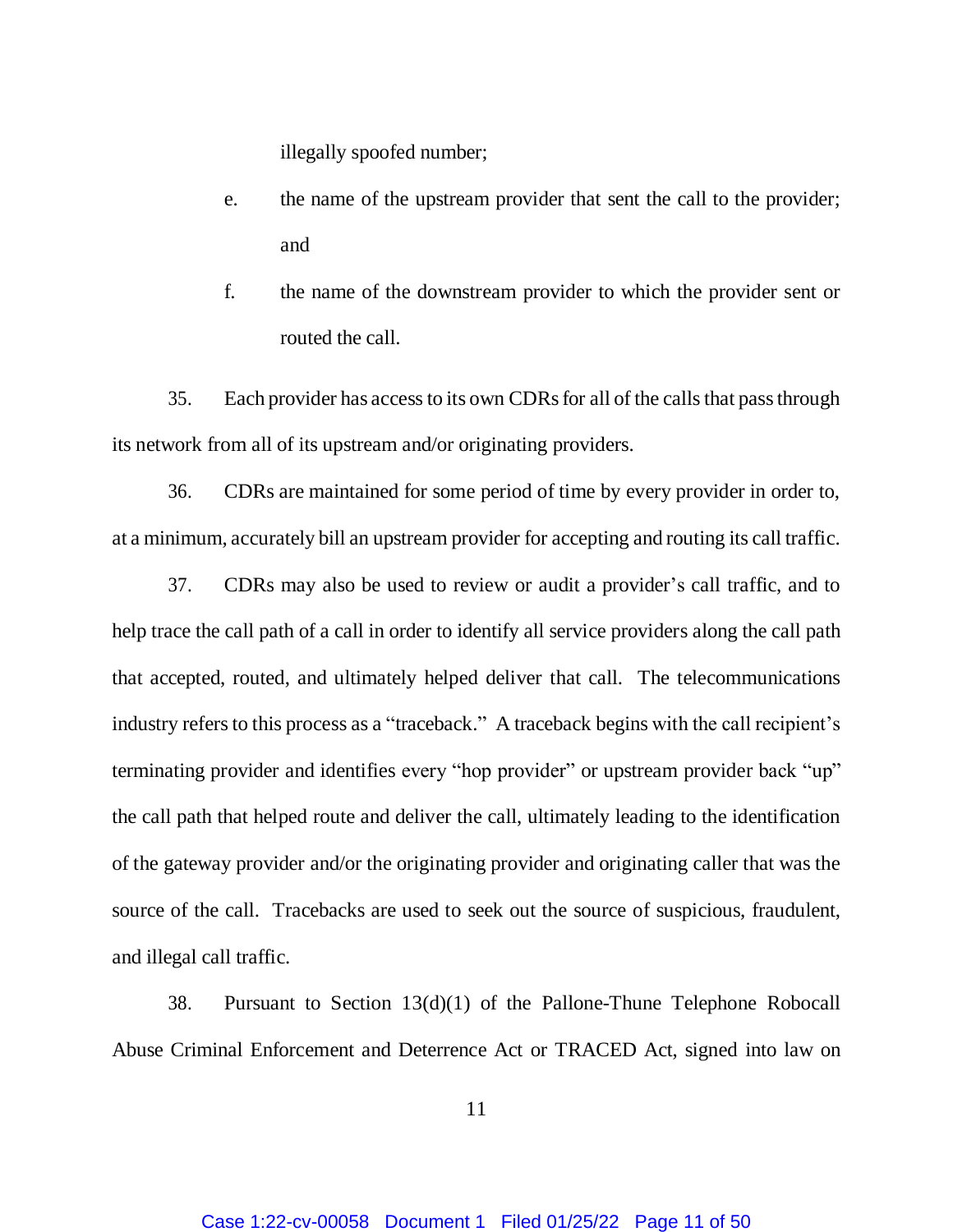illegally spoofed number;

e. the name of the upstream provider that sent the call to the provider; and

f. the name of the downstream provider to which the provider sent or routed the call.

35. Each provider has access to its own CDRs for all of the calls that pass through its network from all of its upstream and/or originating providers.

36. CDRs are maintained for some period of time by every provider in order to, at a minimum, accurately bill an upstream provider for accepting and routing its call traffic.

37. CDRs may also be used to review or audit a provider's call traffic, and to help trace the call path of a call in order to identify all service providers along the call path that accepted, routed, and ultimately helped deliver that call. The telecommunications industry refers to this process as a "traceback." A traceback begins with the call recipient's terminating provider and identifies every "hop provider" or upstream provider back "up" the call path that helped route and deliver the call, ultimately leading to the identification of the gateway provider and/or the originating provider and originating caller that was the source of the call. Tracebacks are used to seek out the source of suspicious, fraudulent, and illegal call traffic.

38. Pursuant to Section 13(d)(1) of the Pallone-Thune Telephone Robocall Abuse Criminal Enforcement and Deterrence Act or TRACED Act, signed into law on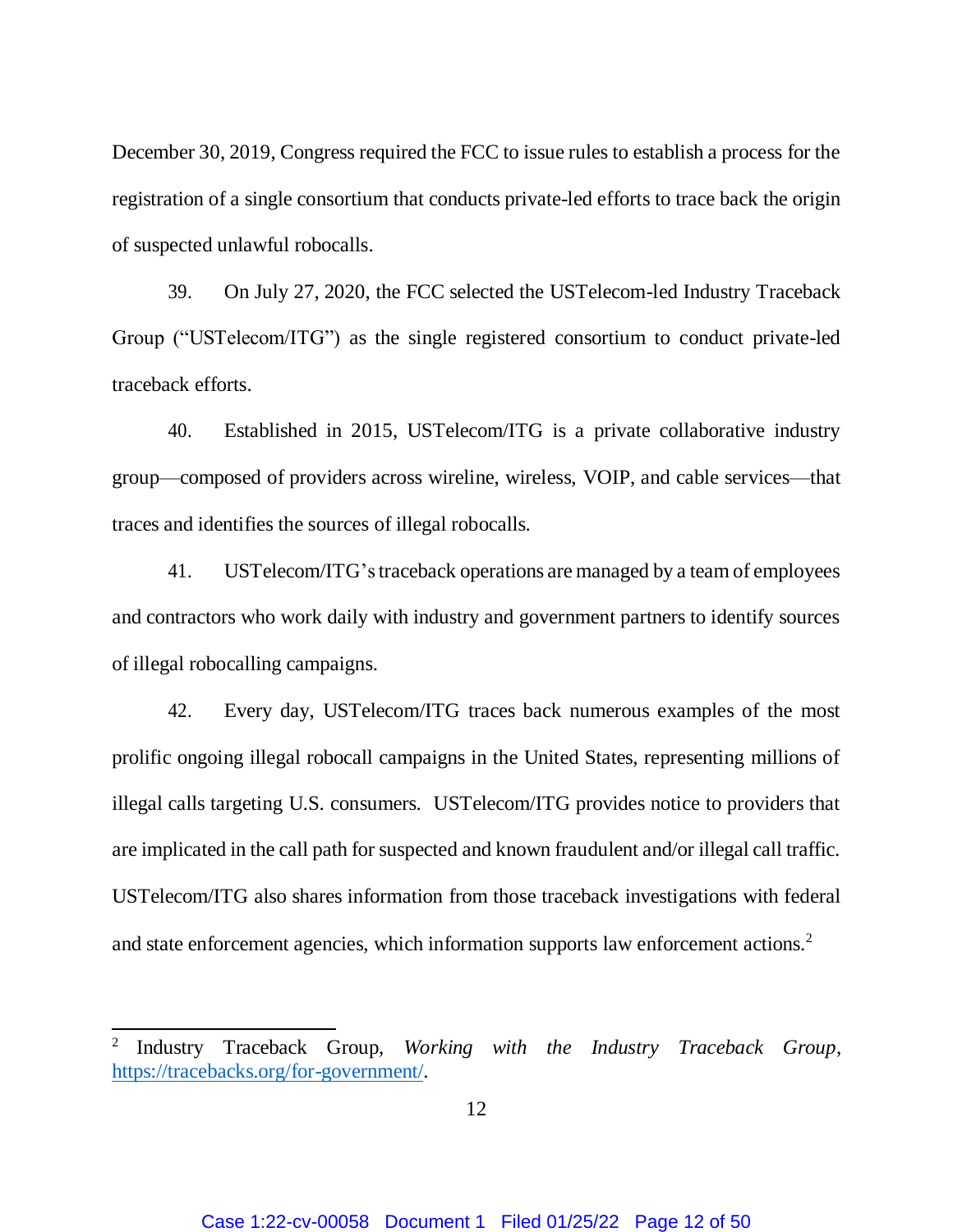December 30, 2019, Congress required the FCC to issue rules to establish a process for the registration of a single consortium that conducts private-led efforts to trace back the origin of suspected unlawful robocalls.

39. On July 27, 2020, the FCC selected the USTelecom-led Industry Traceback Group ("USTelecom/ITG") as the single registered consortium to conduct private-led traceback efforts.

40. Established in 2015, USTelecom/ITG is a private collaborative industry group—composed of providers across wireline, wireless, VOIP, and cable services—that traces and identifies the sources of illegal robocalls.

41. USTelecom/ITG's traceback operations are managed by a team of employees and contractors who work daily with industry and government partners to identify sources of illegal robocalling campaigns.

42. Every day, USTelecom/ITG traces back numerous examples of the most prolific ongoing illegal robocall campaigns in the United States, representing millions of illegal calls targeting U.S. consumers. USTelecom/ITG provides notice to providers that are implicated in the call path for suspected and known fraudulent and/or illegal call traffic. USTelecom/ITG also shares information from those traceback investigations with federal and state enforcement agencies, which information supports law enforcement actions.[2]

---

[2] Industry Traceback Group, *Working with the Industry Traceback Group*, https://tracebacks.org/for-government/.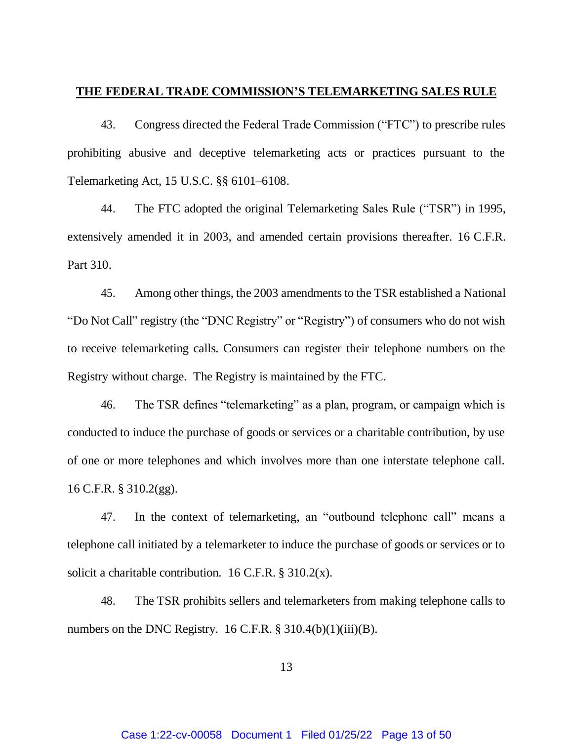## THE FEDERAL TRADE COMMISSION'S TELEMARKETING SALES RULE

43. Congress directed the Federal Trade Commission ("FTC") to prescribe rules prohibiting abusive and deceptive telemarketing acts or practices pursuant to the Telemarketing Act, 15 U.S.C. §§ 6101–6108.

44. The FTC adopted the original Telemarketing Sales Rule ("TSR") in 1995, extensively amended it in 2003, and amended certain provisions thereafter. 16 C.F.R. Part 310.

45. Among other things, the 2003 amendments to the TSR established a National "Do Not Call" registry (the "DNC Registry" or "Registry") of consumers who do not wish to receive telemarketing calls. Consumers can register their telephone numbers on the Registry without charge. The Registry is maintained by the FTC.

46. The TSR defines "telemarketing" as a plan, program, or campaign which is conducted to induce the purchase of goods or services or a charitable contribution, by use of one or more telephones and which involves more than one interstate telephone call. 16 C.F.R. § 310.2(gg).

47. In the context of telemarketing, an "outbound telephone call" means a telephone call initiated by a telemarketer to induce the purchase of goods or services or to solicit a charitable contribution. 16 C.F.R. § 310.2(x).

48. The TSR prohibits sellers and telemarketers from making telephone calls to numbers on the DNC Registry. 16 C.F.R. § 310.4(b)(1)(iii)(B).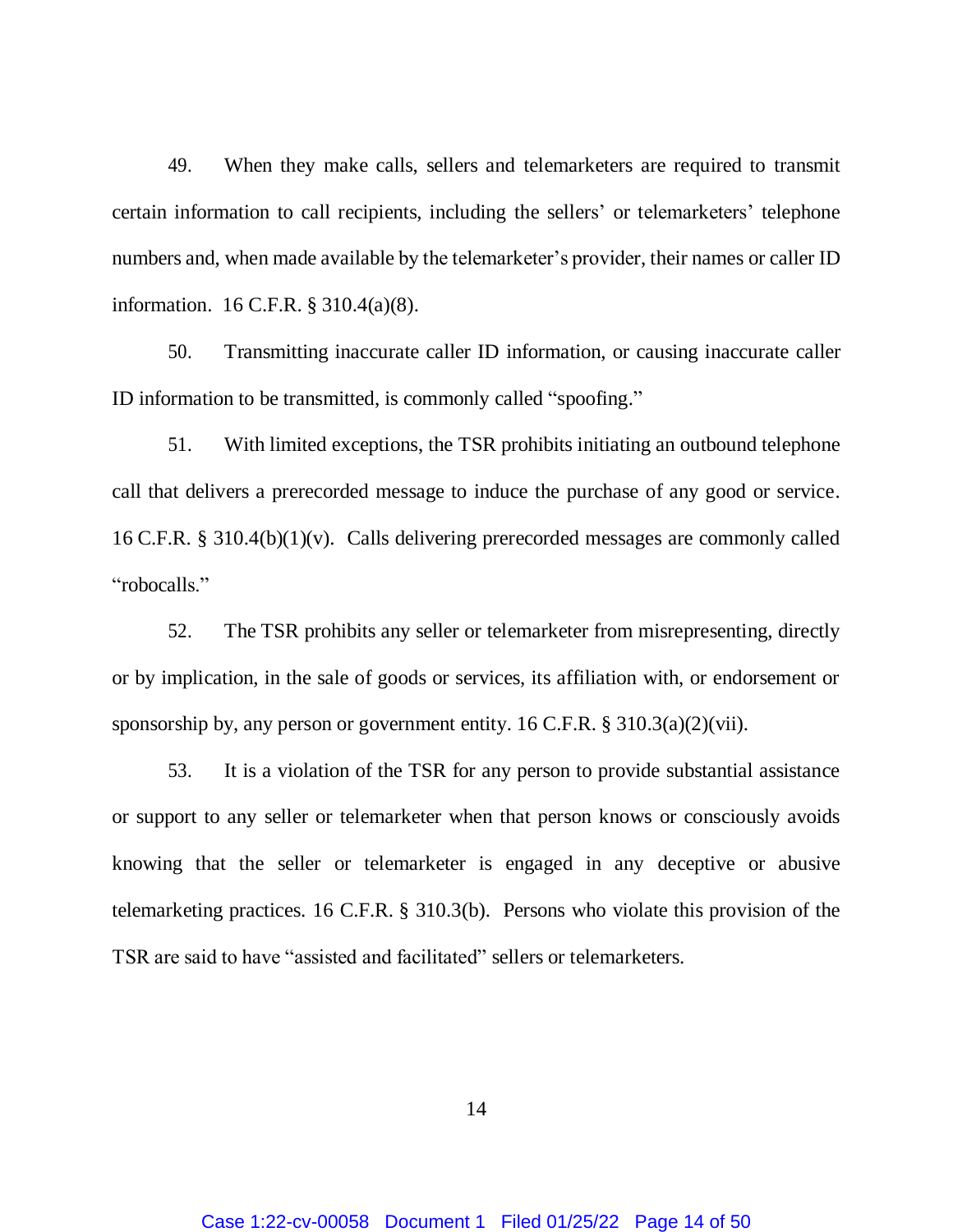49. When they make calls, sellers and telemarketers are required to transmit certain information to call recipients, including the sellers' or telemarketers' telephone numbers and, when made available by the telemarketer's provider, their names or caller ID information. 16 C.F.R. § 310.4(a)(8).

50. Transmitting inaccurate caller ID information, or causing inaccurate caller ID information to be transmitted, is commonly called "spoofing."

51. With limited exceptions, the TSR prohibits initiating an outbound telephone call that delivers a prerecorded message to induce the purchase of any good or service. 16 C.F.R. § 310.4(b)(1)(v). Calls delivering prerecorded messages are commonly called "robocalls."

52. The TSR prohibits any seller or telemarketer from misrepresenting, directly or by implication, in the sale of goods or services, its affiliation with, or endorsement or sponsorship by, any person or government entity. 16 C.F.R. § 310.3(a)(2)(vii).

53. It is a violation of the TSR for any person to provide substantial assistance or support to any seller or telemarketer when that person knows or consciously avoids knowing that the seller or telemarketer is engaged in any deceptive or abusive telemarketing practices. 16 C.F.R. § 310.3(b). Persons who violate this provision of the TSR are said to have "assisted and facilitated" sellers or telemarketers.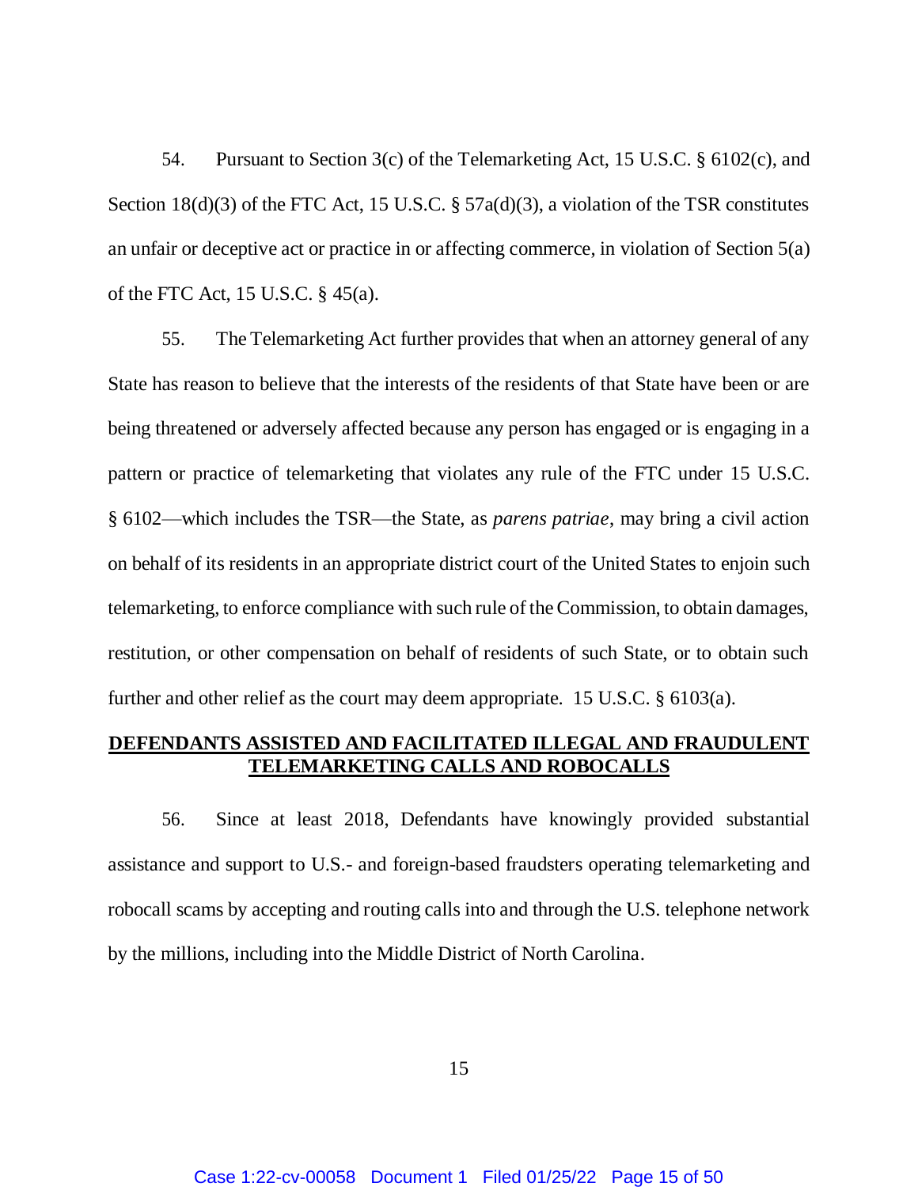54. Pursuant to Section 3(c) of the Telemarketing Act, 15 U.S.C. § 6102(c), and Section 18(d)(3) of the FTC Act, 15 U.S.C. § 57a(d)(3), a violation of the TSR constitutes an unfair or deceptive act or practice in or affecting commerce, in violation of Section 5(a) of the FTC Act, 15 U.S.C. § 45(a).

55. The Telemarketing Act further provides that when an attorney general of any State has reason to believe that the interests of the residents of that State have been or are being threatened or adversely affected because any person has engaged or is engaging in a pattern or practice of telemarketing that violates any rule of the FTC under 15 U.S.C. § 6102—which includes the TSR—the State, as *parens patriae*, may bring a civil action on behalf of its residents in an appropriate district court of the United States to enjoin such telemarketing, to enforce compliance with such rule of the Commission, to obtain damages, restitution, or other compensation on behalf of residents of such State, or to obtain such further and other relief as the court may deem appropriate. 15 U.S.C. § 6103(a).

## DEFENDANTS ASSISTED AND FACILITATED ILLEGAL AND FRAUDULENT TELEMARKETING CALLS AND ROBOCALLS

56. Since at least 2018, Defendants have knowingly provided substantial assistance and support to U.S.- and foreign-based fraudsters operating telemarketing and robocall scams by accepting and routing calls into and through the U.S. telephone network by the millions, including into the Middle District of North Carolina.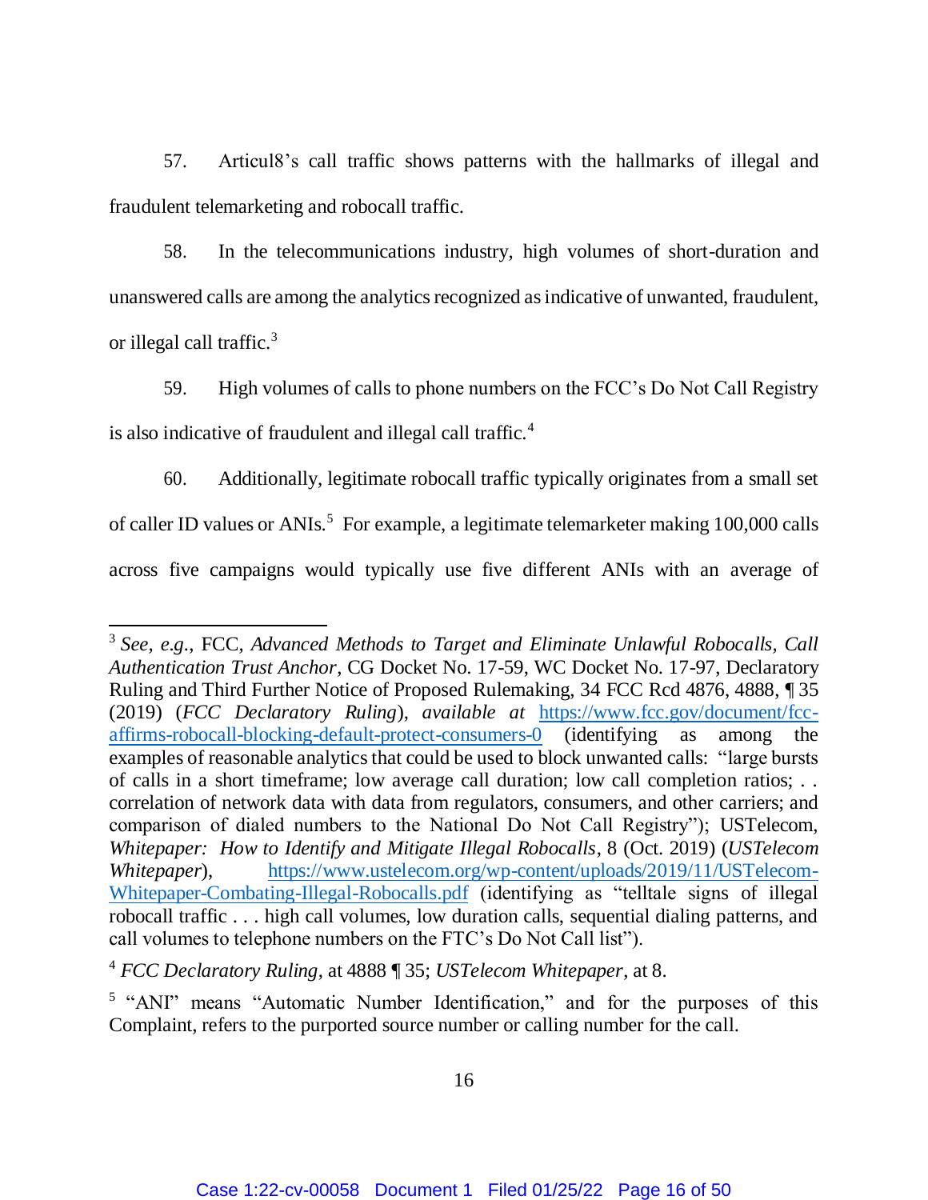57. Articul8's call traffic shows patterns with the hallmarks of illegal and fraudulent telemarketing and robocall traffic.

58. In the telecommunications industry, high volumes of short-duration and unanswered calls are among the analytics recognized as indicative of unwanted, fraudulent, or illegal call traffic.[3]

59. High volumes of calls to phone numbers on the FCC's Do Not Call Registry is also indicative of fraudulent and illegal call traffic.[4]

60. Additionally, legitimate robocall traffic typically originates from a small set of caller ID values or ANIs.[5] For example, a legitimate telemarketer making 100,000 calls across five campaigns would typically use five different ANIs with an average of

---

[3] *See, e.g.*, FCC, *Advanced Methods to Target and Eliminate Unlawful Robocalls, Call Authentication Trust Anchor*, CG Docket No. 17-59, WC Docket No. 17-97, Declaratory Ruling and Third Further Notice of Proposed Rulemaking, 34 FCC Rcd 4876, 4888, ¶ 35 (2019) (*FCC Declaratory Ruling*), *available at* [https://www.fcc.gov/document/fcc-affirms-robocall-blocking-default-protect-consumers-0](https://www.fcc.gov/document/fcc-affirms-robocall-blocking-default-protect-consumers-0) (identifying as among the examples of reasonable analytics that could be used to block unwanted calls: "large bursts of calls in a short timeframe; low average call duration; low call completion ratios; . . correlation of network data with data from regulators, consumers, and other carriers; and comparison of dialed numbers to the National Do Not Call Registry"); USTelecom, *Whitepaper: How to Identify and Mitigate Illegal Robocalls*, 8 (Oct. 2019) (*USTelecom Whitepaper*), [https://www.ustelecom.org/wp-content/uploads/2019/11/USTelecom-Whitepaper-Combating-Illegal-Robocalls.pdf](https://www.ustelecom.org/wp-content/uploads/2019/11/USTelecom-Whitepaper-Combating-Illegal-Robocalls.pdf) (identifying as "telltale signs of illegal robocall traffic . . . high call volumes, low duration calls, sequential dialing patterns, and call volumes to telephone numbers on the FTC's Do Not Call list").

[4] *FCC Declaratory Ruling*, at 4888 ¶ 35; *USTelecom Whitepaper*, at 8.

[5] "ANI" means "Automatic Number Identification," and for the purposes of this Complaint, refers to the purported source number or calling number for the call.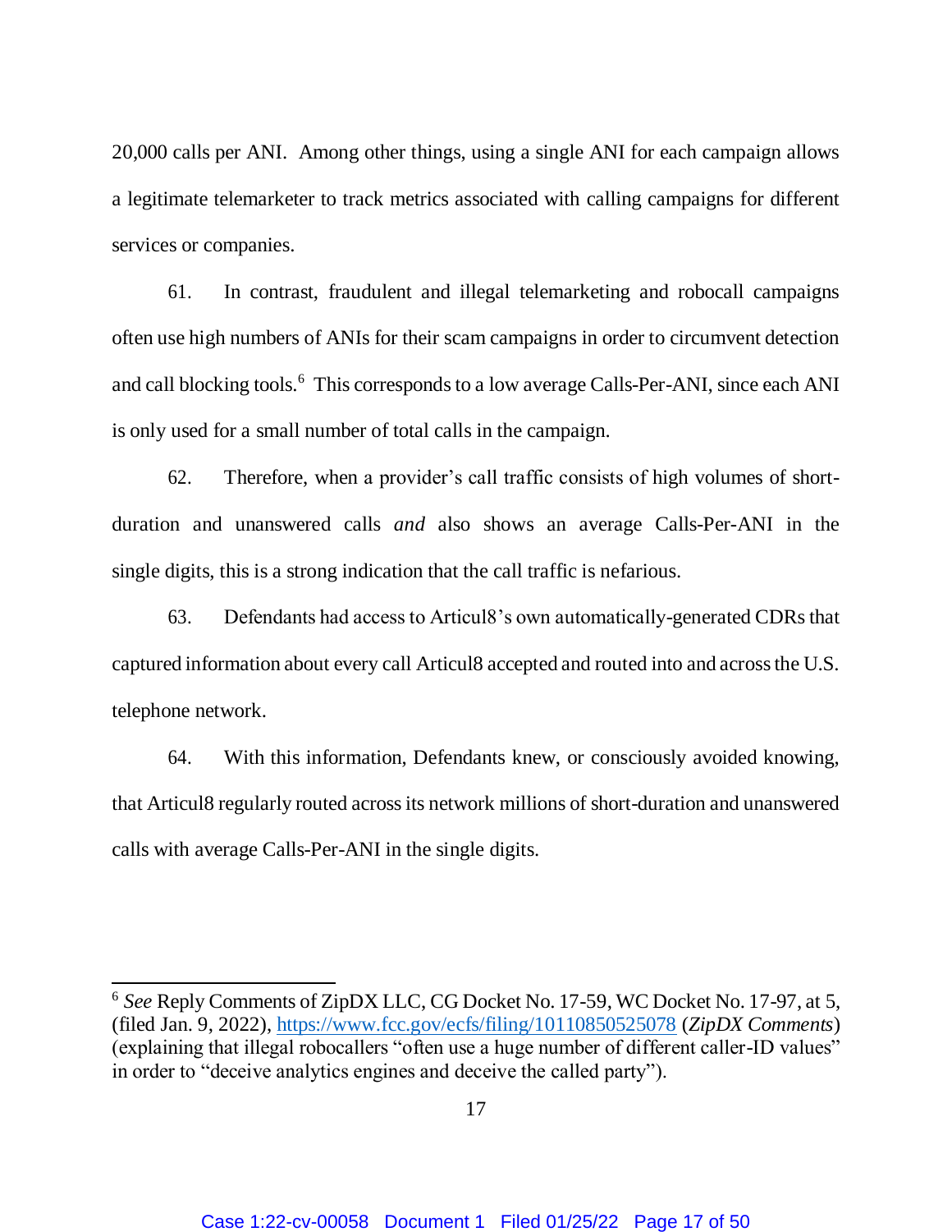20,000 calls per ANI. Among other things, using a single ANI for each campaign allows a legitimate telemarketer to track metrics associated with calling campaigns for different services or companies.

61. In contrast, fraudulent and illegal telemarketing and robocall campaigns often use high numbers of ANIs for their scam campaigns in order to circumvent detection and call blocking tools.[6] This corresponds to a low average Calls-Per-ANI, since each ANI is only used for a small number of total calls in the campaign.

62. Therefore, when a provider's call traffic consists of high volumes of short-duration and unanswered calls *and* also shows an average Calls-Per-ANI in the single digits, this is a strong indication that the call traffic is nefarious.

63. Defendants had access to Articul8's own automatically-generated CDRs that captured information about every call Articul8 accepted and routed into and across the U.S. telephone network.

64. With this information, Defendants knew, or consciously avoided knowing, that Articul8 regularly routed across its network millions of short-duration and unanswered calls with average Calls-Per-ANI in the single digits.

---

[6] *See* Reply Comments of ZipDX LLC, CG Docket No. 17-59, WC Docket No. 17-97, at 5, (filed Jan. 9, 2022), https://www.fcc.gov/ecfs/filing/10110850525078 (*ZipDX Comments*) (explaining that illegal robocallers "often use a huge number of different caller-ID values" in order to "deceive analytics engines and deceive the called party").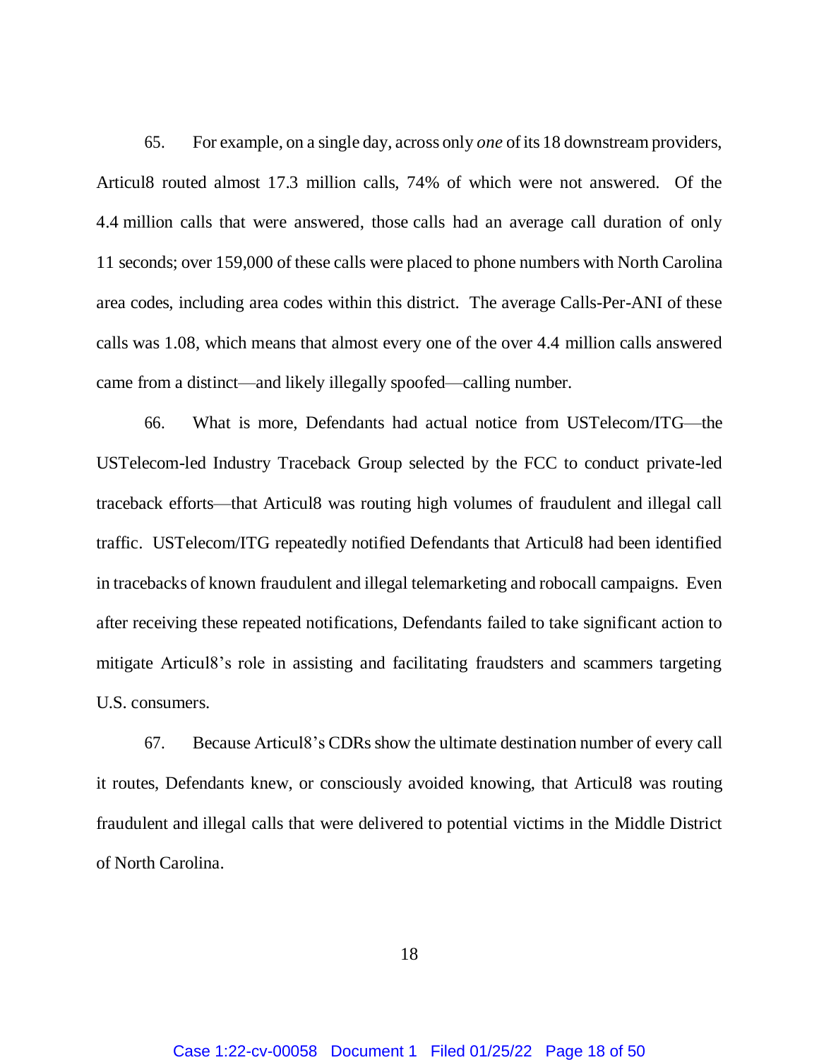65. For example, on a single day, across only *one* of its 18 downstream providers, Articul8 routed almost 17.3 million calls, 74% of which were not answered. Of the 4.4 million calls that were answered, those calls had an average call duration of only 11 seconds; over 159,000 of these calls were placed to phone numbers with North Carolina area codes, including area codes within this district. The average Calls-Per-ANI of these calls was 1.08, which means that almost every one of the over 4.4 million calls answered came from a distinct—and likely illegally spoofed—calling number.

66. What is more, Defendants had actual notice from USTelecom/ITG—the USTelecom-led Industry Traceback Group selected by the FCC to conduct private-led traceback efforts—that Articul8 was routing high volumes of fraudulent and illegal call traffic. USTelecom/ITG repeatedly notified Defendants that Articul8 had been identified in tracebacks of known fraudulent and illegal telemarketing and robocall campaigns. Even after receiving these repeated notifications, Defendants failed to take significant action to mitigate Articul8's role in assisting and facilitating fraudsters and scammers targeting U.S. consumers.

67. Because Articul8's CDRs show the ultimate destination number of every call it routes, Defendants knew, or consciously avoided knowing, that Articul8 was routing fraudulent and illegal calls that were delivered to potential victims in the Middle District of North Carolina.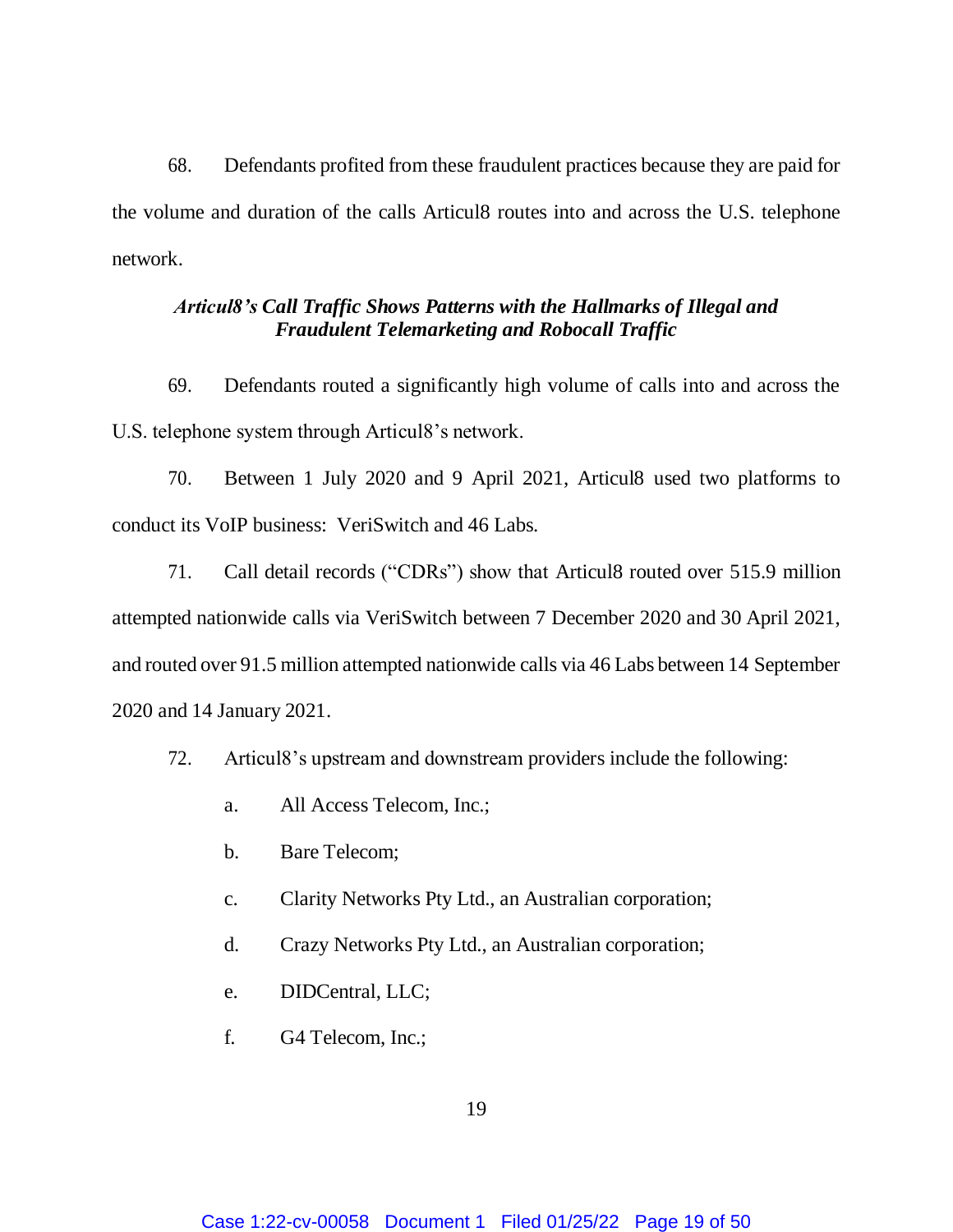68. Defendants profited from these fraudulent practices because they are paid for the volume and duration of the calls Articul8 routes into and across the U.S. telephone network.

***Articul8's Call Traffic Shows Patterns with the Hallmarks of Illegal and Fraudulent Telemarketing and Robocall Traffic***

69. Defendants routed a significantly high volume of calls into and across the U.S. telephone system through Articul8's network.

70. Between 1 July 2020 and 9 April 2021, Articul8 used two platforms to conduct its VoIP business: VeriSwitch and 46 Labs.

71. Call detail records ("CDRs") show that Articul8 routed over 515.9 million attempted nationwide calls via VeriSwitch between 7 December 2020 and 30 April 2021, and routed over 91.5 million attempted nationwide calls via 46 Labs between 14 September 2020 and 14 January 2021.

72. Articul8's upstream and downstream providers include the following:

a. All Access Telecom, Inc.;

b. Bare Telecom;

c. Clarity Networks Pty Ltd., an Australian corporation;

d. Crazy Networks Pty Ltd., an Australian corporation;

e. DIDCentral, LLC;

f. G4 Telecom, Inc.;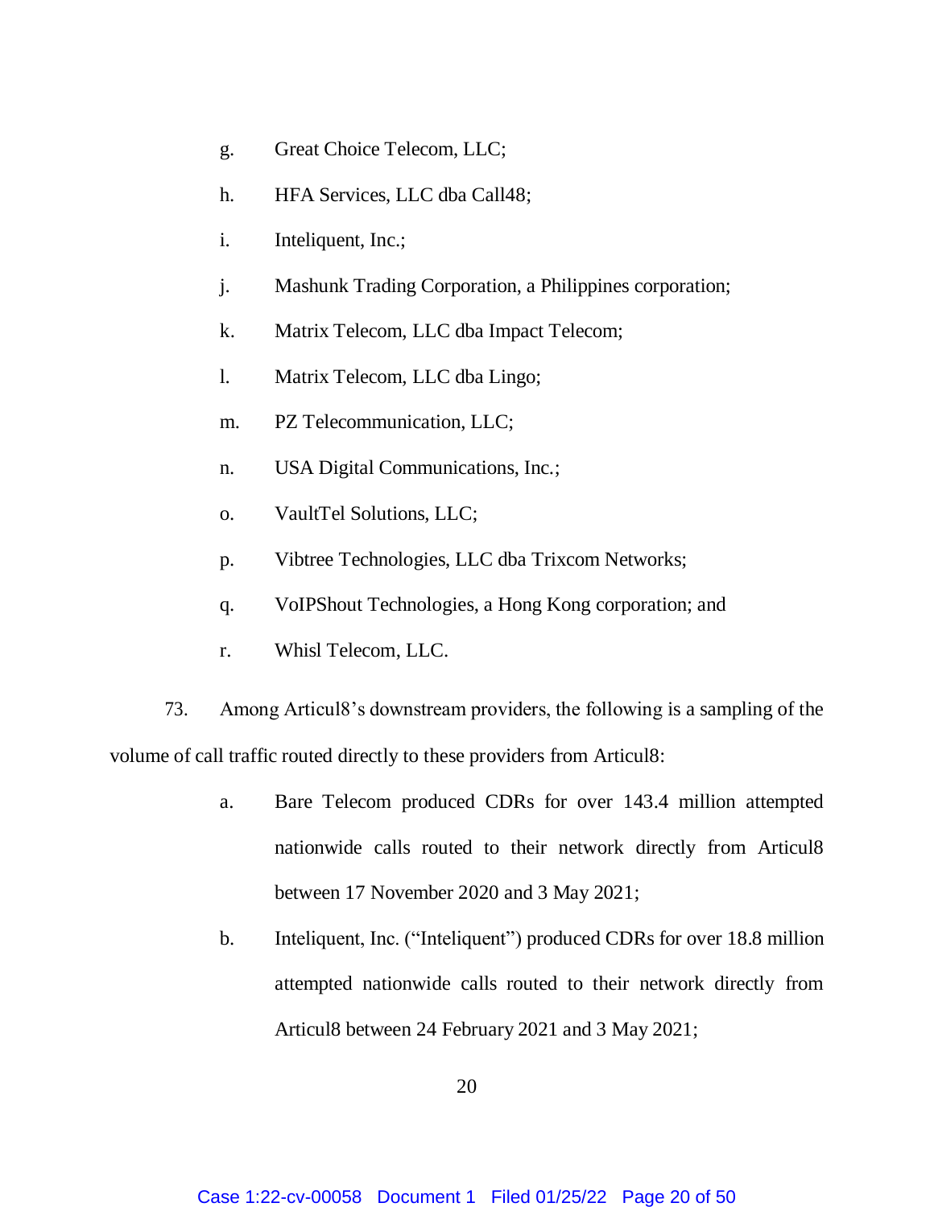g. Great Choice Telecom, LLC;

h. HFA Services, LLC dba Call48;

i. Inteliquent, Inc.;

j. Mashunk Trading Corporation, a Philippines corporation;

k. Matrix Telecom, LLC dba Impact Telecom;

l. Matrix Telecom, LLC dba Lingo;

m. PZ Telecommunication, LLC;

n. USA Digital Communications, Inc.;

o. VaultTel Solutions, LLC;

p. Vibtree Technologies, LLC dba Trixcom Networks;

q. VoIPShout Technologies, a Hong Kong corporation; and

r. Whisl Telecom, LLC.

73. Among Articul8's downstream providers, the following is a sampling of the volume of call traffic routed directly to these providers from Articul8:

a. Bare Telecom produced CDRs for over 143.4 million attempted nationwide calls routed to their network directly from Articul8 between 17 November 2020 and 3 May 2021;

b. Inteliquent, Inc. ("Inteliquent") produced CDRs for over 18.8 million attempted nationwide calls routed to their network directly from Articul8 between 24 February 2021 and 3 May 2021;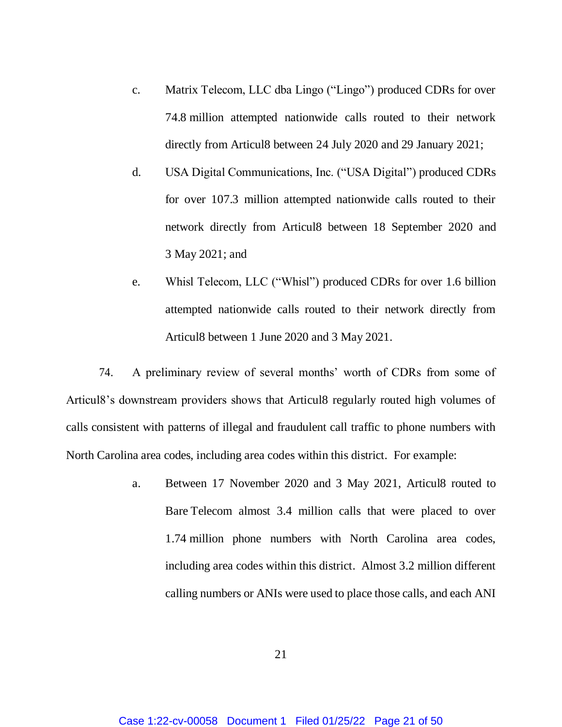c. Matrix Telecom, LLC dba Lingo ("Lingo") produced CDRs for over 74.8 million attempted nationwide calls routed to their network directly from Articul8 between 24 July 2020 and 29 January 2021;

d. USA Digital Communications, Inc. ("USA Digital") produced CDRs for over 107.3 million attempted nationwide calls routed to their network directly from Articul8 between 18 September 2020 and 3 May 2021; and

e. Whisl Telecom, LLC ("Whisl") produced CDRs for over 1.6 billion attempted nationwide calls routed to their network directly from Articul8 between 1 June 2020 and 3 May 2021.

74. A preliminary review of several months' worth of CDRs from some of Articul8's downstream providers shows that Articul8 regularly routed high volumes of calls consistent with patterns of illegal and fraudulent call traffic to phone numbers with North Carolina area codes, including area codes within this district. For example:

a. Between 17 November 2020 and 3 May 2021, Articul8 routed to Bare Telecom almost 3.4 million calls that were placed to over 1.74 million phone numbers with North Carolina area codes, including area codes within this district. Almost 3.2 million different calling numbers or ANIs were used to place those calls, and each ANI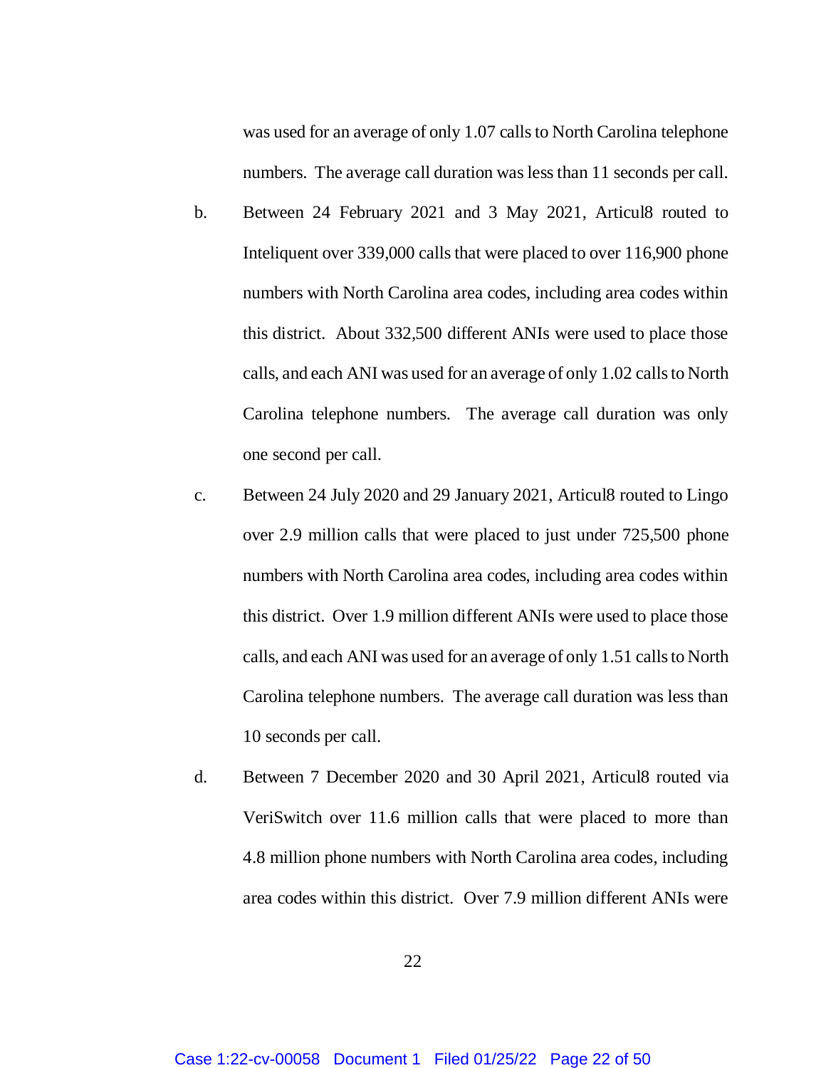was used for an average of only 1.07 calls to North Carolina telephone numbers. The average call duration was less than 11 seconds per call.

b. Between 24 February 2021 and 3 May 2021, Articul8 routed to Inteliquent over 339,000 calls that were placed to over 116,900 phone numbers with North Carolina area codes, including area codes within this district. About 332,500 different ANIs were used to place those calls, and each ANI was used for an average of only 1.02 calls to North Carolina telephone numbers. The average call duration was only one second per call.

c. Between 24 July 2020 and 29 January 2021, Articul8 routed to Lingo over 2.9 million calls that were placed to just under 725,500 phone numbers with North Carolina area codes, including area codes within this district. Over 1.9 million different ANIs were used to place those calls, and each ANI was used for an average of only 1.51 calls to North Carolina telephone numbers. The average call duration was less than 10 seconds per call.

d. Between 7 December 2020 and 30 April 2021, Articul8 routed via VeriSwitch over 11.6 million calls that were placed to more than 4.8 million phone numbers with North Carolina area codes, including area codes within this district. Over 7.9 million different ANIs were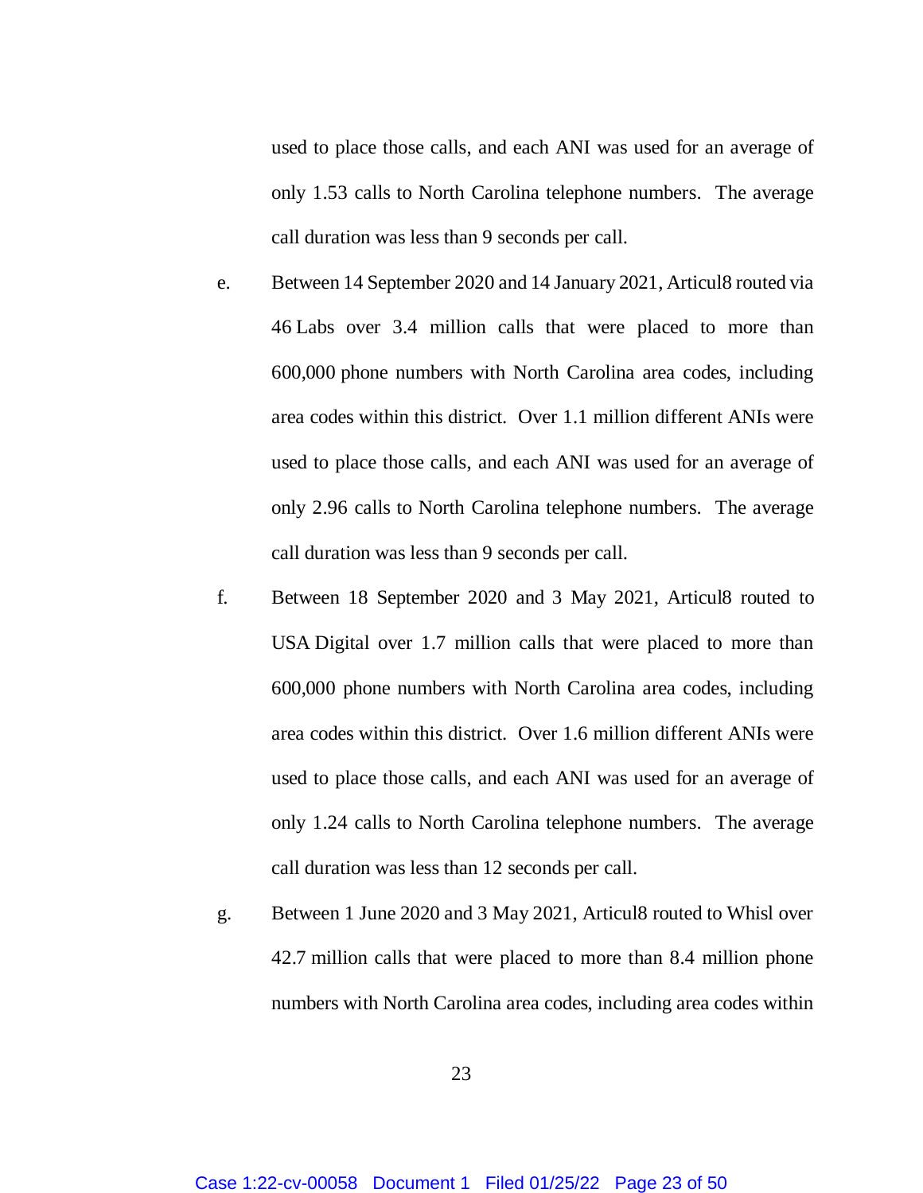used to place those calls, and each ANI was used for an average of only 1.53 calls to North Carolina telephone numbers. The average call duration was less than 9 seconds per call.

e. Between 14 September 2020 and 14 January 2021, Articul8 routed via 46 Labs over 3.4 million calls that were placed to more than 600,000 phone numbers with North Carolina area codes, including area codes within this district. Over 1.1 million different ANIs were used to place those calls, and each ANI was used for an average of only 2.96 calls to North Carolina telephone numbers. The average call duration was less than 9 seconds per call.

f. Between 18 September 2020 and 3 May 2021, Articul8 routed to USA Digital over 1.7 million calls that were placed to more than 600,000 phone numbers with North Carolina area codes, including area codes within this district. Over 1.6 million different ANIs were used to place those calls, and each ANI was used for an average of only 1.24 calls to North Carolina telephone numbers. The average call duration was less than 12 seconds per call.

g. Between 1 June 2020 and 3 May 2021, Articul8 routed to Whisl over 42.7 million calls that were placed to more than 8.4 million phone numbers with North Carolina area codes, including area codes within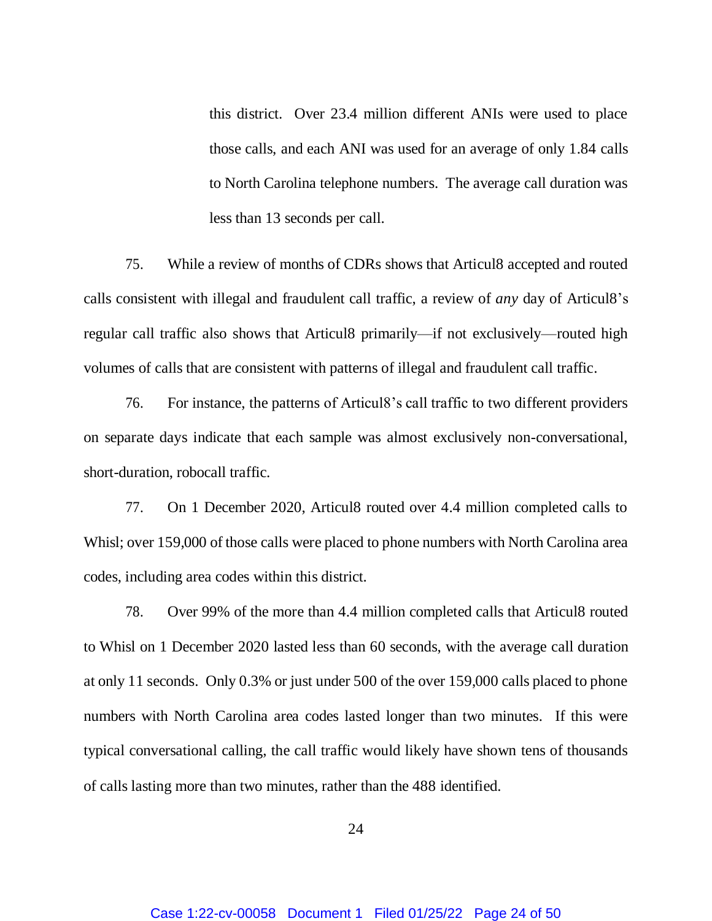this district. Over 23.4 million different ANIs were used to place those calls, and each ANI was used for an average of only 1.84 calls to North Carolina telephone numbers. The average call duration was less than 13 seconds per call.

75. While a review of months of CDRs shows that Articul8 accepted and routed calls consistent with illegal and fraudulent call traffic, a review of *any* day of Articul8's regular call traffic also shows that Articul8 primarily—if not exclusively—routed high volumes of calls that are consistent with patterns of illegal and fraudulent call traffic.

76. For instance, the patterns of Articul8's call traffic to two different providers on separate days indicate that each sample was almost exclusively non-conversational, short-duration, robocall traffic.

77. On 1 December 2020, Articul8 routed over 4.4 million completed calls to Whisl; over 159,000 of those calls were placed to phone numbers with North Carolina area codes, including area codes within this district.

78. Over 99% of the more than 4.4 million completed calls that Articul8 routed to Whisl on 1 December 2020 lasted less than 60 seconds, with the average call duration at only 11 seconds. Only 0.3% or just under 500 of the over 159,000 calls placed to phone numbers with North Carolina area codes lasted longer than two minutes. If this were typical conversational calling, the call traffic would likely have shown tens of thousands of calls lasting more than two minutes, rather than the 488 identified.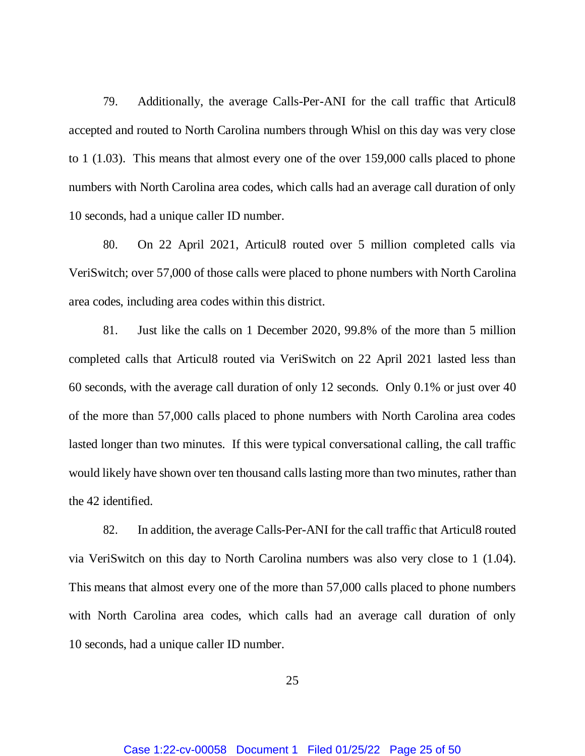79. Additionally, the average Calls-Per-ANI for the call traffic that Articul8 accepted and routed to North Carolina numbers through Whisl on this day was very close to 1 (1.03). This means that almost every one of the over 159,000 calls placed to phone numbers with North Carolina area codes, which calls had an average call duration of only 10 seconds, had a unique caller ID number.

80. On 22 April 2021, Articul8 routed over 5 million completed calls via VeriSwitch; over 57,000 of those calls were placed to phone numbers with North Carolina area codes, including area codes within this district.

81. Just like the calls on 1 December 2020, 99.8% of the more than 5 million completed calls that Articul8 routed via VeriSwitch on 22 April 2021 lasted less than 60 seconds, with the average call duration of only 12 seconds. Only 0.1% or just over 40 of the more than 57,000 calls placed to phone numbers with North Carolina area codes lasted longer than two minutes. If this were typical conversational calling, the call traffic would likely have shown over ten thousand calls lasting more than two minutes, rather than the 42 identified.

82. In addition, the average Calls-Per-ANI for the call traffic that Articul8 routed via VeriSwitch on this day to North Carolina numbers was also very close to 1 (1.04). This means that almost every one of the more than 57,000 calls placed to phone numbers with North Carolina area codes, which calls had an average call duration of only 10 seconds, had a unique caller ID number.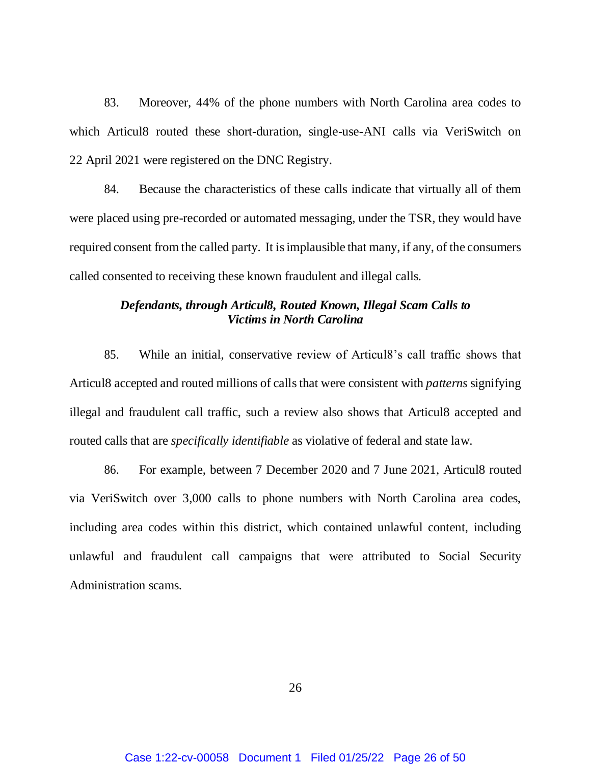83. Moreover, 44% of the phone numbers with North Carolina area codes to which Articul8 routed these short-duration, single-use-ANI calls via VeriSwitch on 22 April 2021 were registered on the DNC Registry.

84. Because the characteristics of these calls indicate that virtually all of them were placed using pre-recorded or automated messaging, under the TSR, they would have required consent from the called party. It is implausible that many, if any, of the consumers called consented to receiving these known fraudulent and illegal calls.

***Defendants, through Articul8, Routed Known, Illegal Scam Calls to Victims in North Carolina***

85. While an initial, conservative review of Articul8's call traffic shows that Articul8 accepted and routed millions of calls that were consistent with *patterns* signifying illegal and fraudulent call traffic, such a review also shows that Articul8 accepted and routed calls that are *specifically identifiable* as violative of federal and state law.

86. For example, between 7 December 2020 and 7 June 2021, Articul8 routed via VeriSwitch over 3,000 calls to phone numbers with North Carolina area codes, including area codes within this district, which contained unlawful content, including unlawful and fraudulent call campaigns that were attributed to Social Security Administration scams.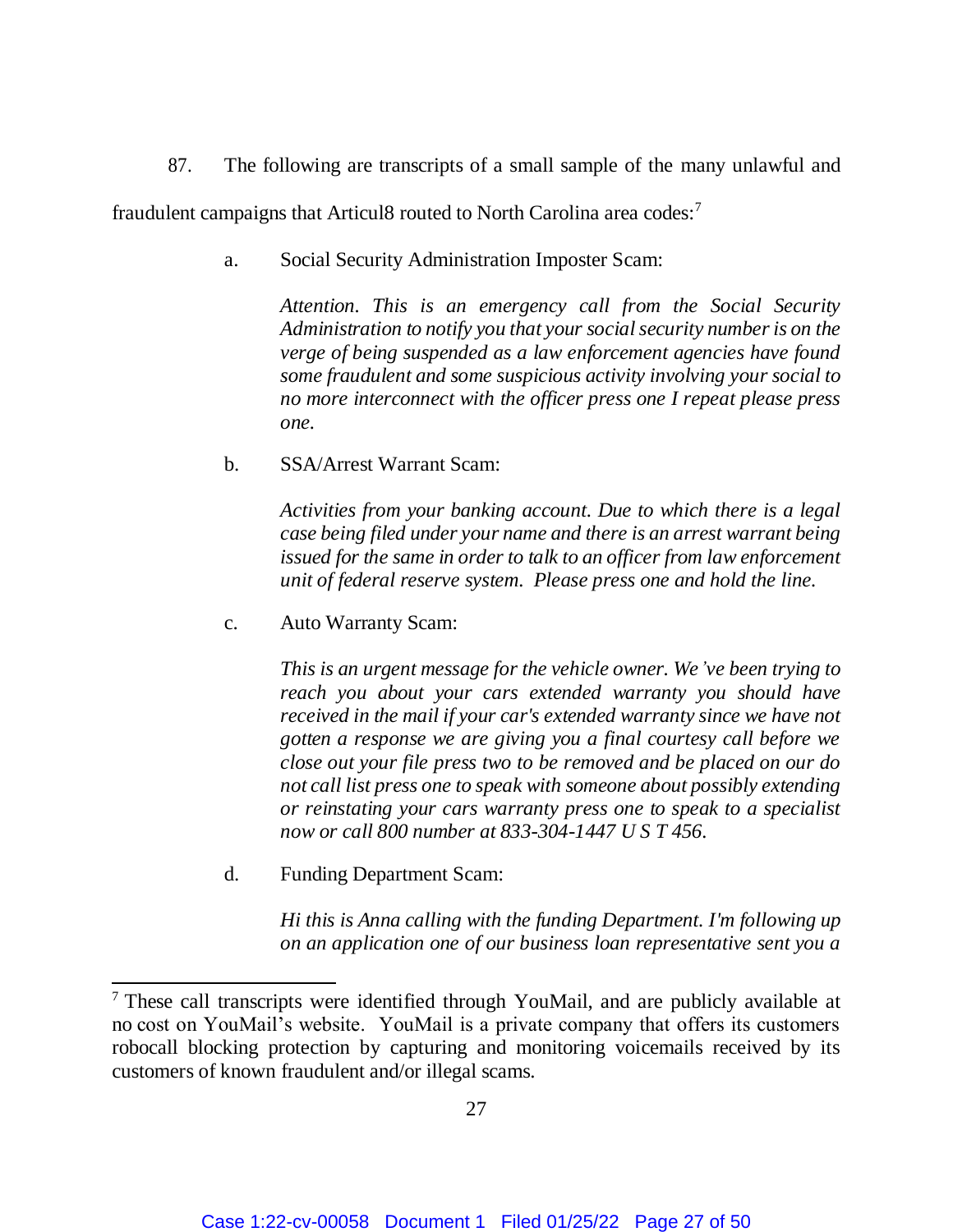87. The following are transcripts of a small sample of the many unlawful and fraudulent campaigns that Articul8 routed to North Carolina area codes:[7]

a. Social Security Administration Imposter Scam:

> *Attention. This is an emergency call from the Social Security Administration to notify you that your social security number is on the verge of being suspended as a law enforcement agencies have found some fraudulent and some suspicious activity involving your social to no more interconnect with the officer press one I repeat please press one.*

b. SSA/Arrest Warrant Scam:

> *Activities from your banking account. Due to which there is a legal case being filed under your name and there is an arrest warrant being issued for the same in order to talk to an officer from law enforcement unit of federal reserve system. Please press one and hold the line.*

c. Auto Warranty Scam:

> *This is an urgent message for the vehicle owner. We've been trying to reach you about your cars extended warranty you should have received in the mail if your car's extended warranty since we have not gotten a response we are giving you a final courtesy call before we close out your file press two to be removed and be placed on our do not call list press one to speak with someone about possibly extending or reinstating your cars warranty press one to speak to a specialist now or call 800 number at 833-304-1447 U S T 456.*

d. Funding Department Scam:

> *Hi this is Anna calling with the funding Department. I'm following up on an application one of our business loan representative sent you a*

---

[7] These call transcripts were identified through YouMail, and are publicly available at no cost on YouMail's website. YouMail is a private company that offers its customers robocall blocking protection by capturing and monitoring voicemails received by its customers of known fraudulent and/or illegal scams.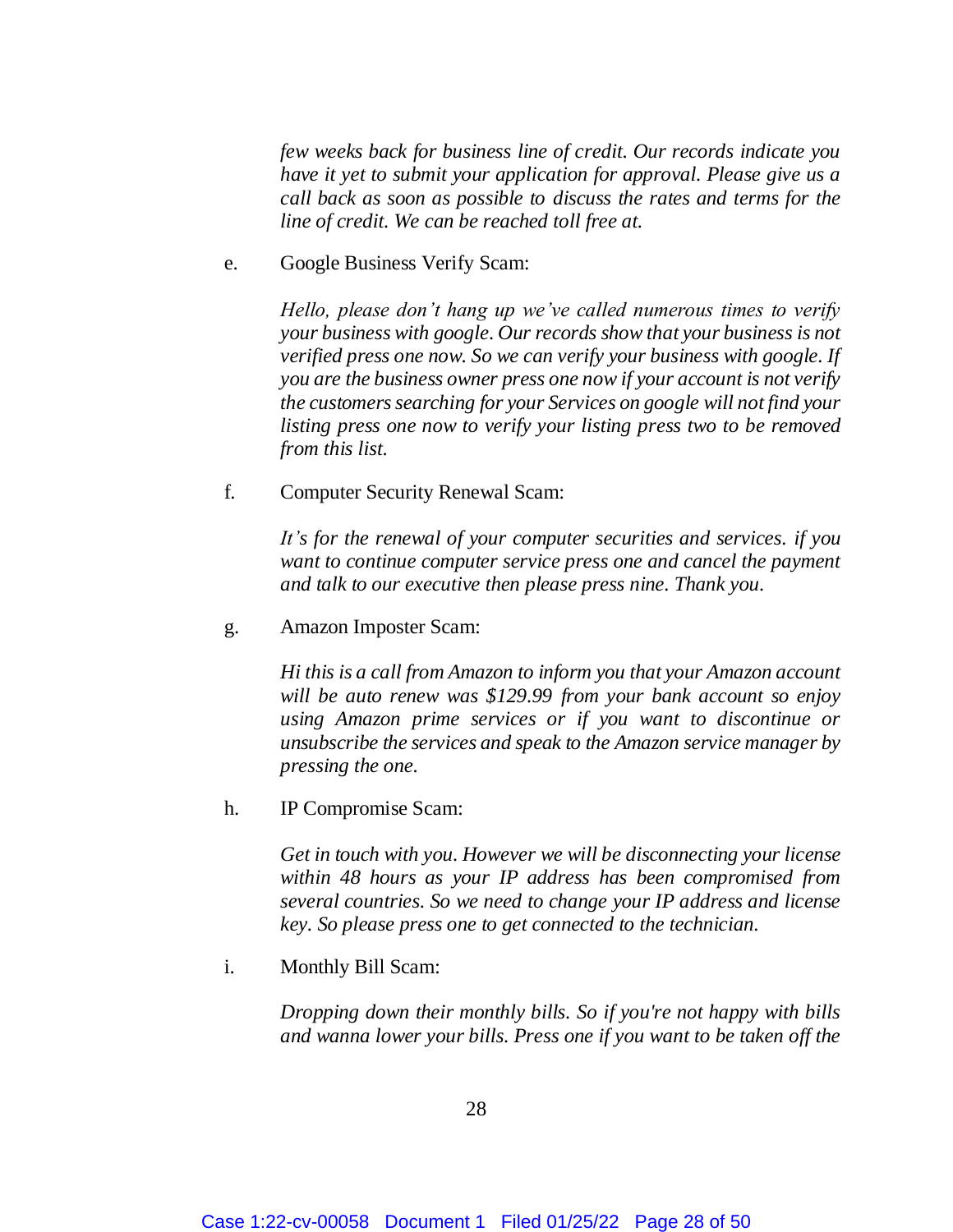*few weeks back for business line of credit. Our records indicate you have it yet to submit your application for approval. Please give us a call back as soon as possible to discuss the rates and terms for the line of credit. We can be reached toll free at.*

e. Google Business Verify Scam:

*Hello, please don't hang up we've called numerous times to verify your business with google. Our records show that your business is not verified press one now. So we can verify your business with google. If you are the business owner press one now if your account is not verify the customers searching for your Services on google will not find your listing press one now to verify your listing press two to be removed from this list.*

f. Computer Security Renewal Scam:

*It's for the renewal of your computer securities and services. if you want to continue computer service press one and cancel the payment and talk to our executive then please press nine. Thank you.*

g. Amazon Imposter Scam:

*Hi this is a call from Amazon to inform you that your Amazon account will be auto renew was $129.99 from your bank account so enjoy using Amazon prime services or if you want to discontinue or unsubscribe the services and speak to the Amazon service manager by pressing the one.*

h. IP Compromise Scam:

*Get in touch with you. However we will be disconnecting your license within 48 hours as your IP address has been compromised from several countries. So we need to change your IP address and license key. So please press one to get connected to the technician.*

i. Monthly Bill Scam:

*Dropping down their monthly bills. So if you're not happy with bills and wanna lower your bills. Press one if you want to be taken off the*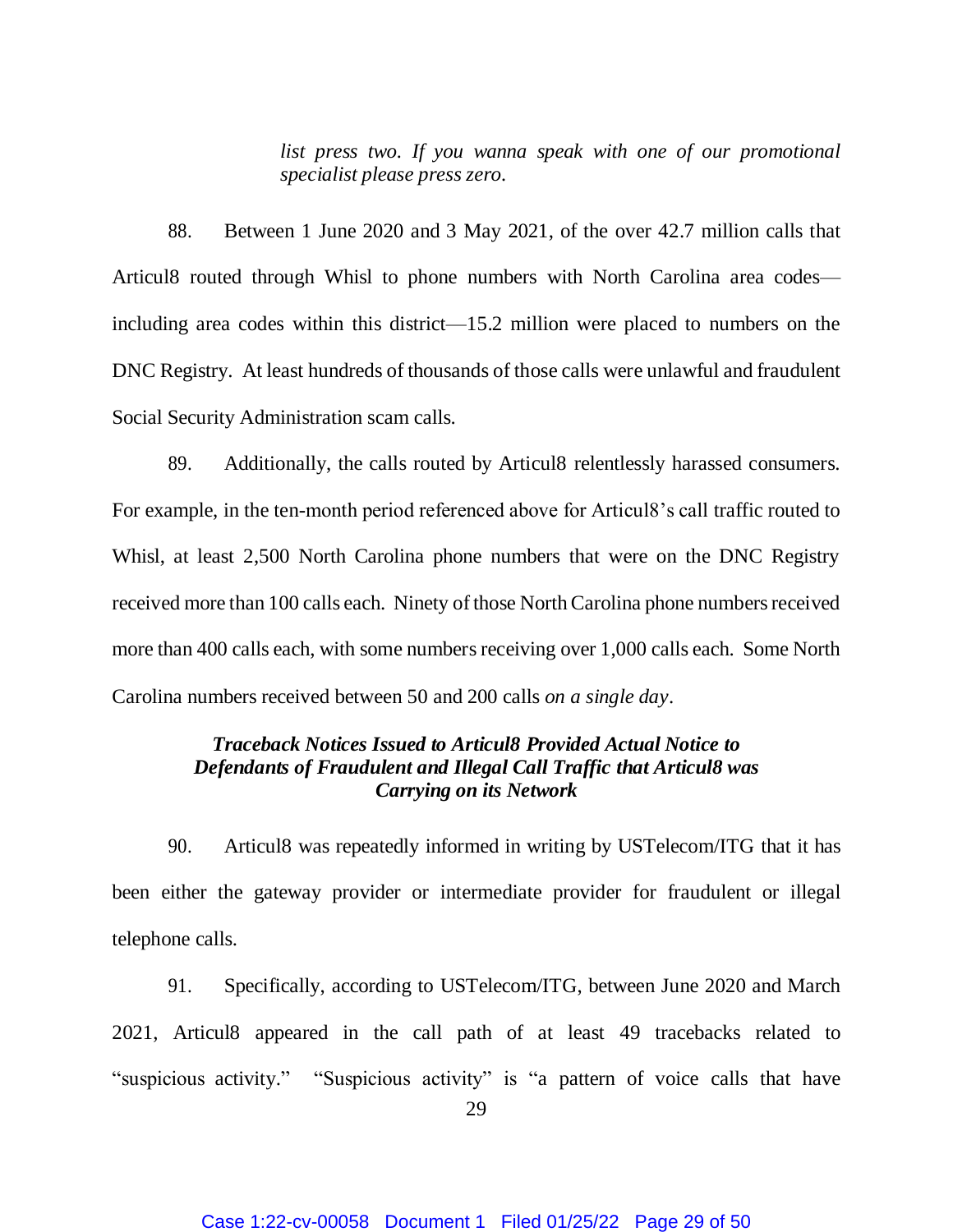> *list press two. If you wanna speak with one of our promotional specialist please press zero.*

88. Between 1 June 2020 and 3 May 2021, of the over 42.7 million calls that Articul8 routed through Whisl to phone numbers with North Carolina area codes—including area codes within this district—15.2 million were placed to numbers on the DNC Registry. At least hundreds of thousands of those calls were unlawful and fraudulent Social Security Administration scam calls.

89. Additionally, the calls routed by Articul8 relentlessly harassed consumers. For example, in the ten-month period referenced above for Articul8's call traffic routed to Whisl, at least 2,500 North Carolina phone numbers that were on the DNC Registry received more than 100 calls each. Ninety of those North Carolina phone numbers received more than 400 calls each, with some numbers receiving over 1,000 calls each. Some North Carolina numbers received between 50 and 200 calls *on a single day*.

***Traceback Notices Issued to Articul8 Provided Actual Notice to Defendants of Fraudulent and Illegal Call Traffic that Articul8 was Carrying on its Network***

90. Articul8 was repeatedly informed in writing by USTelecom/ITG that it has been either the gateway provider or intermediate provider for fraudulent or illegal telephone calls.

91. Specifically, according to USTelecom/ITG, between June 2020 and March 2021, Articul8 appeared in the call path of at least 49 tracebacks related to "suspicious activity." "Suspicious activity" is "a pattern of voice calls that have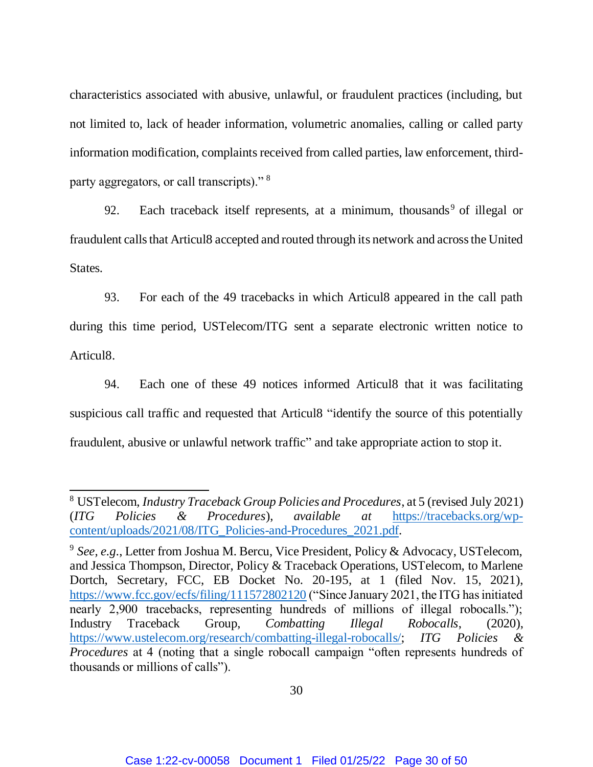characteristics associated with abusive, unlawful, or fraudulent practices (including, but not limited to, lack of header information, volumetric anomalies, calling or called party information modification, complaints received from called parties, law enforcement, third-party aggregators, or call transcripts)." [8]

92. Each traceback itself represents, at a minimum, thousands[9] of illegal or fraudulent calls that Articul8 accepted and routed through its network and across the United States.

93. For each of the 49 tracebacks in which Articul8 appeared in the call path during this time period, USTelecom/ITG sent a separate electronic written notice to Articul8.

94. Each one of these 49 notices informed Articul8 that it was facilitating suspicious call traffic and requested that Articul8 "identify the source of this potentially fraudulent, abusive or unlawful network traffic" and take appropriate action to stop it.

---

[8] USTelecom, *Industry Traceback Group Policies and Procedures*, at 5 (revised July 2021) (*ITG Policies & Procedures*), *available at* https://tracebacks.org/wp-content/uploads/2021/08/ITG_Policies-and-Procedures_2021.pdf.

[9] *See, e.g.*, Letter from Joshua M. Bercu, Vice President, Policy & Advocacy, USTelecom, and Jessica Thompson, Director, Policy & Traceback Operations, USTelecom, to Marlene Dortch, Secretary, FCC, EB Docket No. 20-195, at 1 (filed Nov. 15, 2021), https://www.fcc.gov/ecfs/filing/111572802120 ("Since January 2021, the ITG has initiated nearly 2,900 tracebacks, representing hundreds of millions of illegal robocalls."); Industry Traceback Group, *Combatting Illegal Robocalls*, (2020), https://www.ustelecom.org/research/combatting-illegal-robocalls/; *ITG Policies & Procedures* at 4 (noting that a single robocall campaign "often represents hundreds of thousands or millions of calls").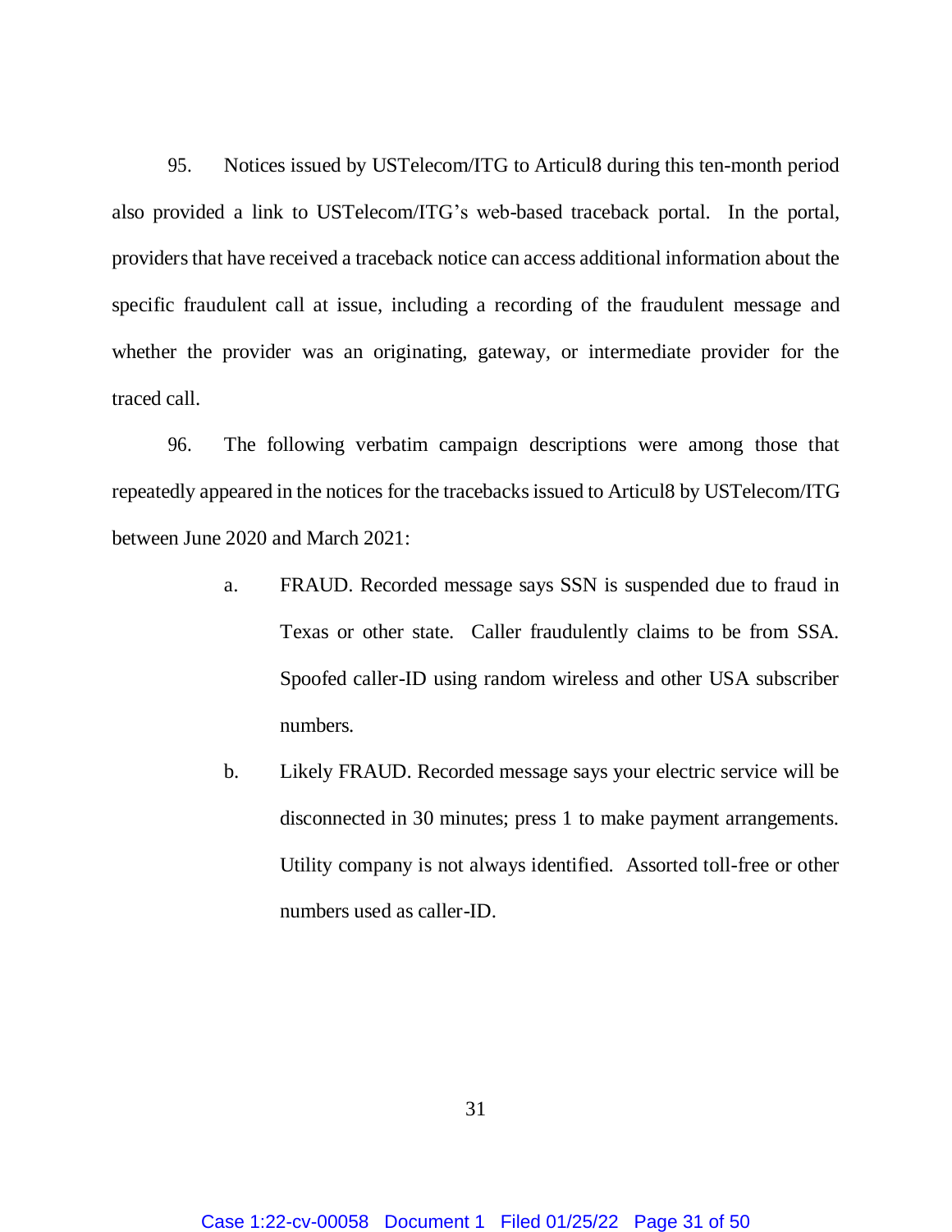95. Notices issued by USTelecom/ITG to Articul8 during this ten-month period also provided a link to USTelecom/ITG's web-based traceback portal. In the portal, providers that have received a traceback notice can access additional information about the specific fraudulent call at issue, including a recording of the fraudulent message and whether the provider was an originating, gateway, or intermediate provider for the traced call.

96. The following verbatim campaign descriptions were among those that repeatedly appeared in the notices for the tracebacks issued to Articul8 by USTelecom/ITG between June 2020 and March 2021:

> a. FRAUD. Recorded message says SSN is suspended due to fraud in Texas or other state. Caller fraudulently claims to be from SSA. Spoofed caller-ID using random wireless and other USA subscriber numbers.
>
> b. Likely FRAUD. Recorded message says your electric service will be disconnected in 30 minutes; press 1 to make payment arrangements. Utility company is not always identified. Assorted toll-free or other numbers used as caller-ID.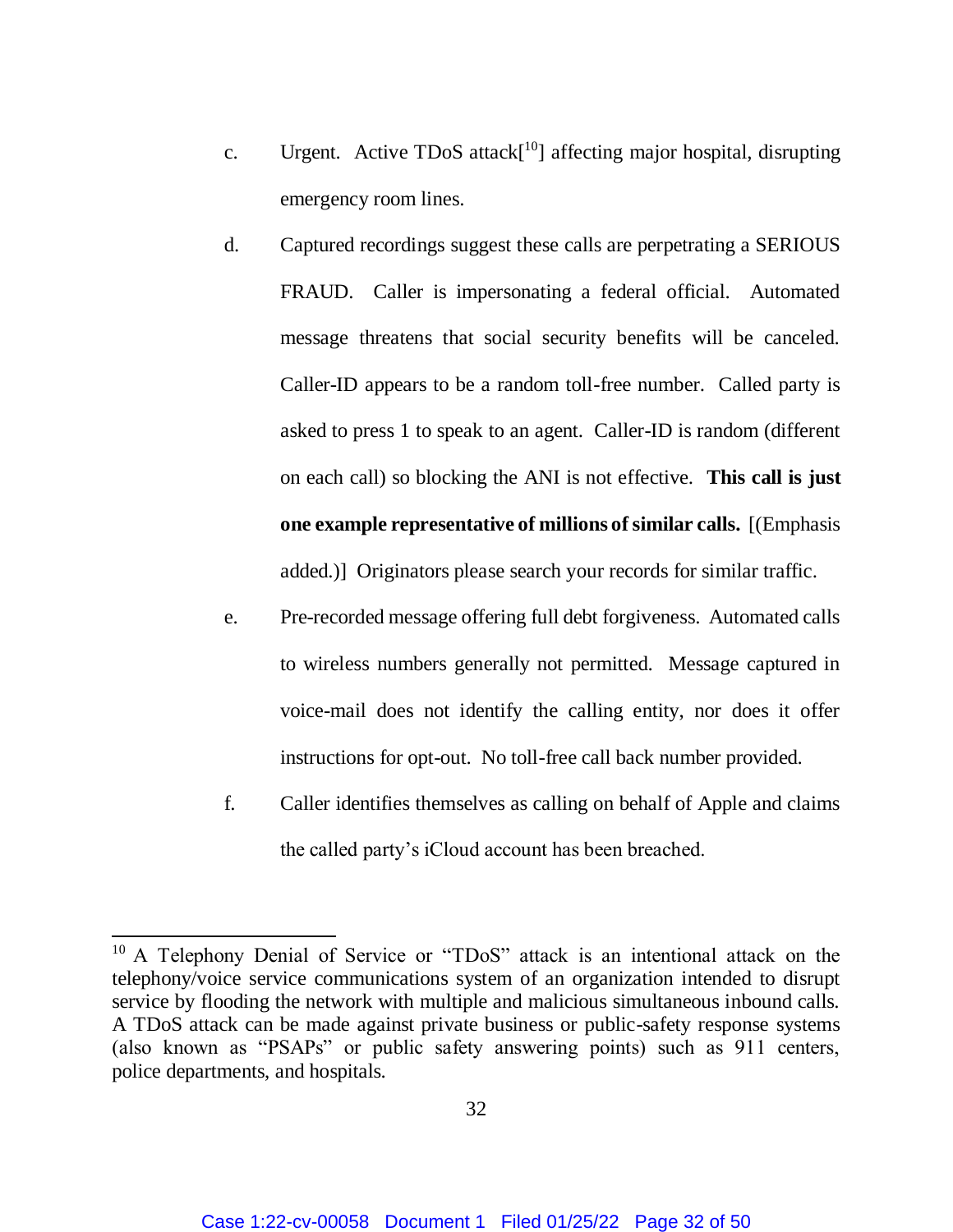c. Urgent. Active TDoS attack[10] affecting major hospital, disrupting emergency room lines.

d. Captured recordings suggest these calls are perpetrating a SERIOUS FRAUD. Caller is impersonating a federal official. Automated message threatens that social security benefits will be canceled. Caller-ID appears to be a random toll-free number. Called party is asked to press 1 to speak to an agent. Caller-ID is random (different on each call) so blocking the ANI is not effective. **This call is just one example representative of millions of similar calls.** [(Emphasis added.)] Originators please search your records for similar traffic.

e. Pre-recorded message offering full debt forgiveness. Automated calls to wireless numbers generally not permitted. Message captured in voice-mail does not identify the calling entity, nor does it offer instructions for opt-out. No toll-free call back number provided.

f. Caller identifies themselves as calling on behalf of Apple and claims the called party's iCloud account has been breached.

---

[10] A Telephony Denial of Service or "TDoS" attack is an intentional attack on the telephony/voice service communications system of an organization intended to disrupt service by flooding the network with multiple and malicious simultaneous inbound calls. A TDoS attack can be made against private business or public-safety response systems (also known as "PSAPs" or public safety answering points) such as 911 centers, police departments, and hospitals.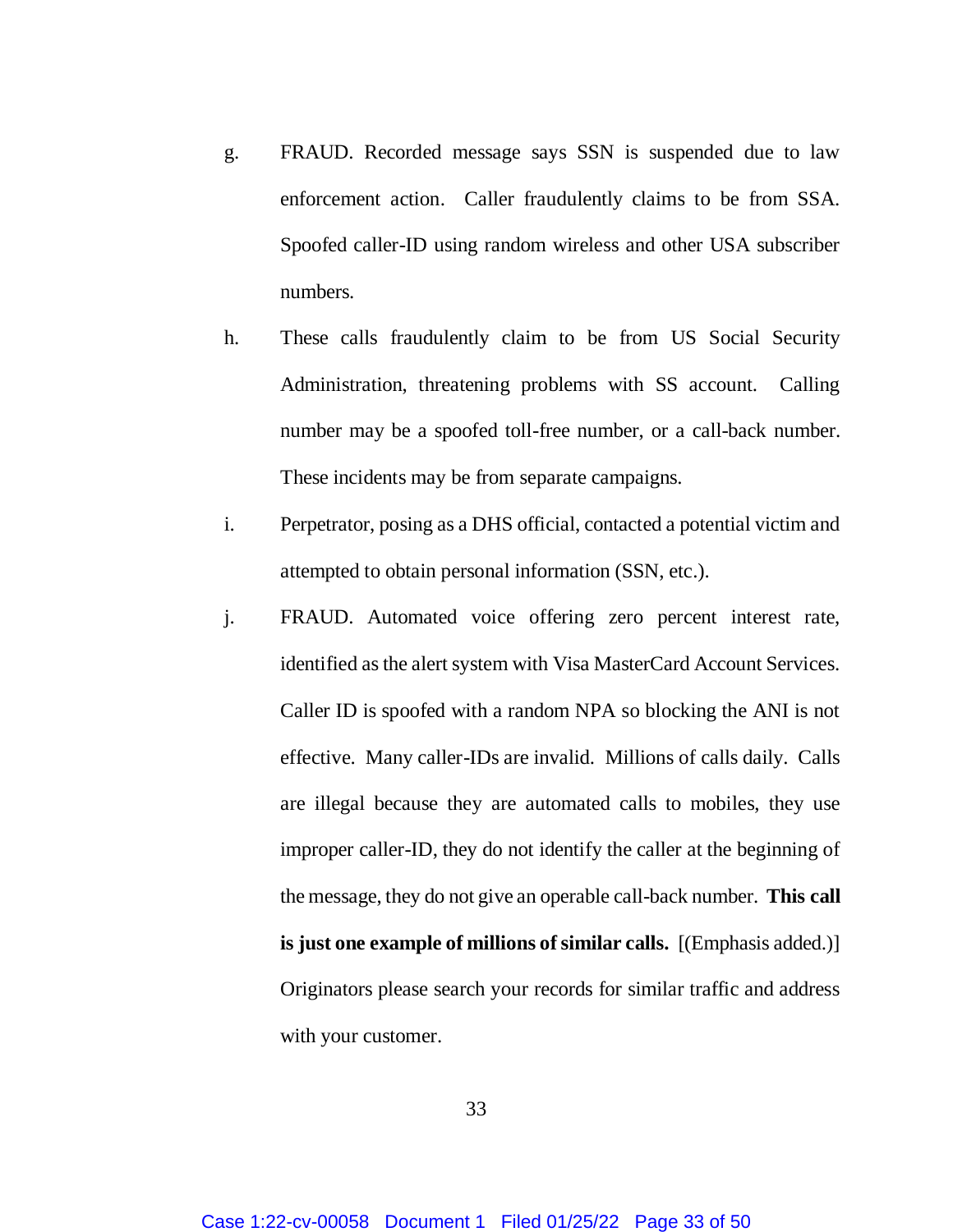g. FRAUD. Recorded message says SSN is suspended due to law enforcement action. Caller fraudulently claims to be from SSA. Spoofed caller-ID using random wireless and other USA subscriber numbers.

h. These calls fraudulently claim to be from US Social Security Administration, threatening problems with SS account. Calling number may be a spoofed toll-free number, or a call-back number. These incidents may be from separate campaigns.

i. Perpetrator, posing as a DHS official, contacted a potential victim and attempted to obtain personal information (SSN, etc.).

j. FRAUD. Automated voice offering zero percent interest rate, identified as the alert system with Visa MasterCard Account Services. Caller ID is spoofed with a random NPA so blocking the ANI is not effective. Many caller-IDs are invalid. Millions of calls daily. Calls are illegal because they are automated calls to mobiles, they use improper caller-ID, they do not identify the caller at the beginning of the message, they do not give an operable call-back number. **This call is just one example of millions of similar calls.** [(Emphasis added.)] Originators please search your records for similar traffic and address with your customer.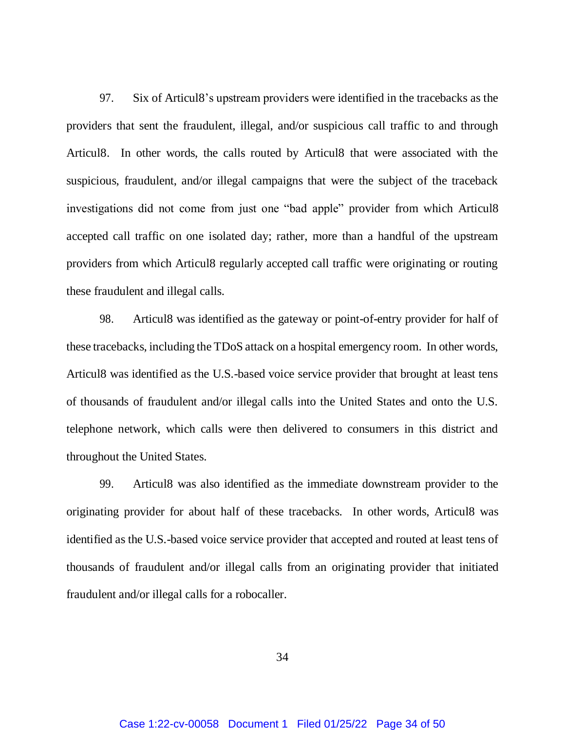97. Six of Articul8's upstream providers were identified in the tracebacks as the providers that sent the fraudulent, illegal, and/or suspicious call traffic to and through Articul8. In other words, the calls routed by Articul8 that were associated with the suspicious, fraudulent, and/or illegal campaigns that were the subject of the traceback investigations did not come from just one "bad apple" provider from which Articul8 accepted call traffic on one isolated day; rather, more than a handful of the upstream providers from which Articul8 regularly accepted call traffic were originating or routing these fraudulent and illegal calls.

98. Articul8 was identified as the gateway or point-of-entry provider for half of these tracebacks, including the TDoS attack on a hospital emergency room. In other words, Articul8 was identified as the U.S.-based voice service provider that brought at least tens of thousands of fraudulent and/or illegal calls into the United States and onto the U.S. telephone network, which calls were then delivered to consumers in this district and throughout the United States.

99. Articul8 was also identified as the immediate downstream provider to the originating provider for about half of these tracebacks. In other words, Articul8 was identified as the U.S.-based voice service provider that accepted and routed at least tens of thousands of fraudulent and/or illegal calls from an originating provider that initiated fraudulent and/or illegal calls for a robocaller.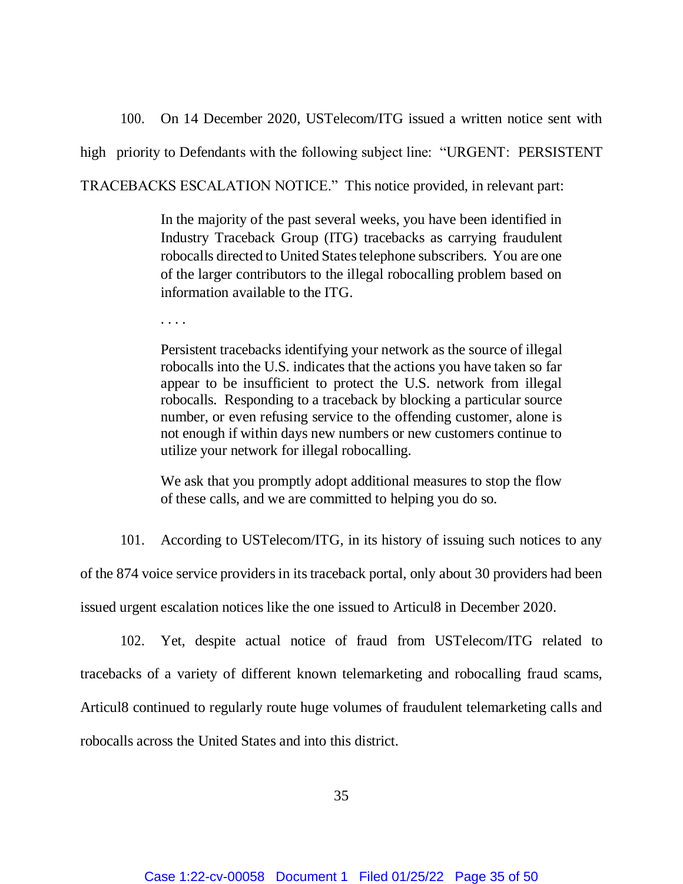100. On 14 December 2020, USTelecom/ITG issued a written notice sent with high priority to Defendants with the following subject line: "URGENT: PERSISTENT TRACEBACKS ESCALATION NOTICE." This notice provided, in relevant part:

> In the majority of the past several weeks, you have been identified in Industry Traceback Group (ITG) tracebacks as carrying fraudulent robocalls directed to United States telephone subscribers. You are one of the larger contributors to the illegal robocalling problem based on information available to the ITG.
>
> . . . .
>
> Persistent tracebacks identifying your network as the source of illegal robocalls into the U.S. indicates that the actions you have taken so far appear to be insufficient to protect the U.S. network from illegal robocalls. Responding to a traceback by blocking a particular source number, or even refusing service to the offending customer, alone is not enough if within days new numbers or new customers continue to utilize your network for illegal robocalling.
>
> We ask that you promptly adopt additional measures to stop the flow of these calls, and we are committed to helping you do so.

101. According to USTelecom/ITG, in its history of issuing such notices to any of the 874 voice service providers in its traceback portal, only about 30 providers had been issued urgent escalation notices like the one issued to Articul8 in December 2020.

102. Yet, despite actual notice of fraud from USTelecom/ITG related to tracebacks of a variety of different known telemarketing and robocalling fraud scams, Articul8 continued to regularly route huge volumes of fraudulent telemarketing calls and robocalls across the United States and into this district.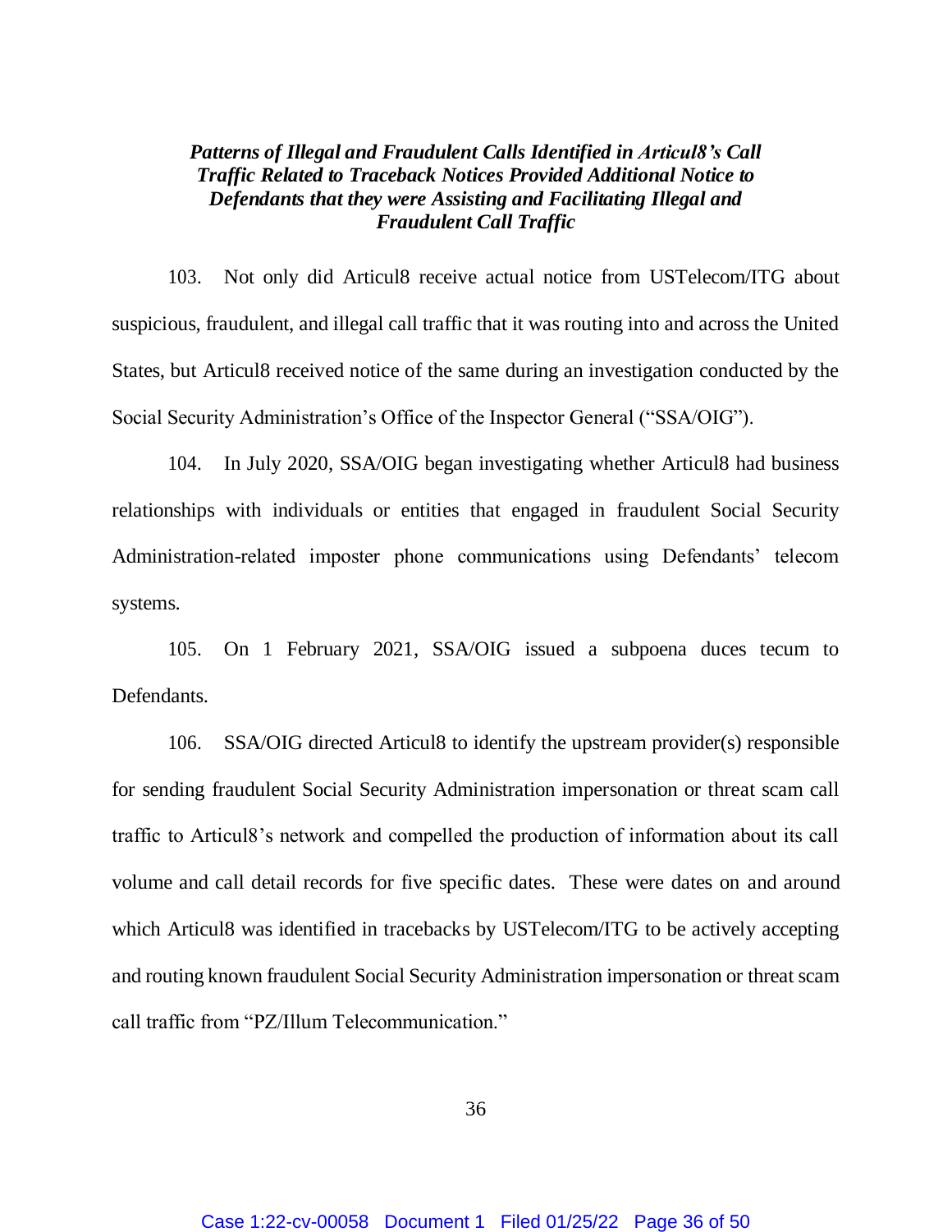***Patterns of Illegal and Fraudulent Calls Identified in Articul8's Call Traffic Related to Traceback Notices Provided Additional Notice to Defendants that they were Assisting and Facilitating Illegal and Fraudulent Call Traffic***

103. Not only did Articul8 receive actual notice from USTelecom/ITG about suspicious, fraudulent, and illegal call traffic that it was routing into and across the United States, but Articul8 received notice of the same during an investigation conducted by the Social Security Administration's Office of the Inspector General ("SSA/OIG").

104. In July 2020, SSA/OIG began investigating whether Articul8 had business relationships with individuals or entities that engaged in fraudulent Social Security Administration-related imposter phone communications using Defendants' telecom systems.

105. On 1 February 2021, SSA/OIG issued a subpoena duces tecum to Defendants.

106. SSA/OIG directed Articul8 to identify the upstream provider(s) responsible for sending fraudulent Social Security Administration impersonation or threat scam call traffic to Articul8's network and compelled the production of information about its call volume and call detail records for five specific dates. These were dates on and around which Articul8 was identified in tracebacks by USTelecom/ITG to be actively accepting and routing known fraudulent Social Security Administration impersonation or threat scam call traffic from "PZ/Illum Telecommunication."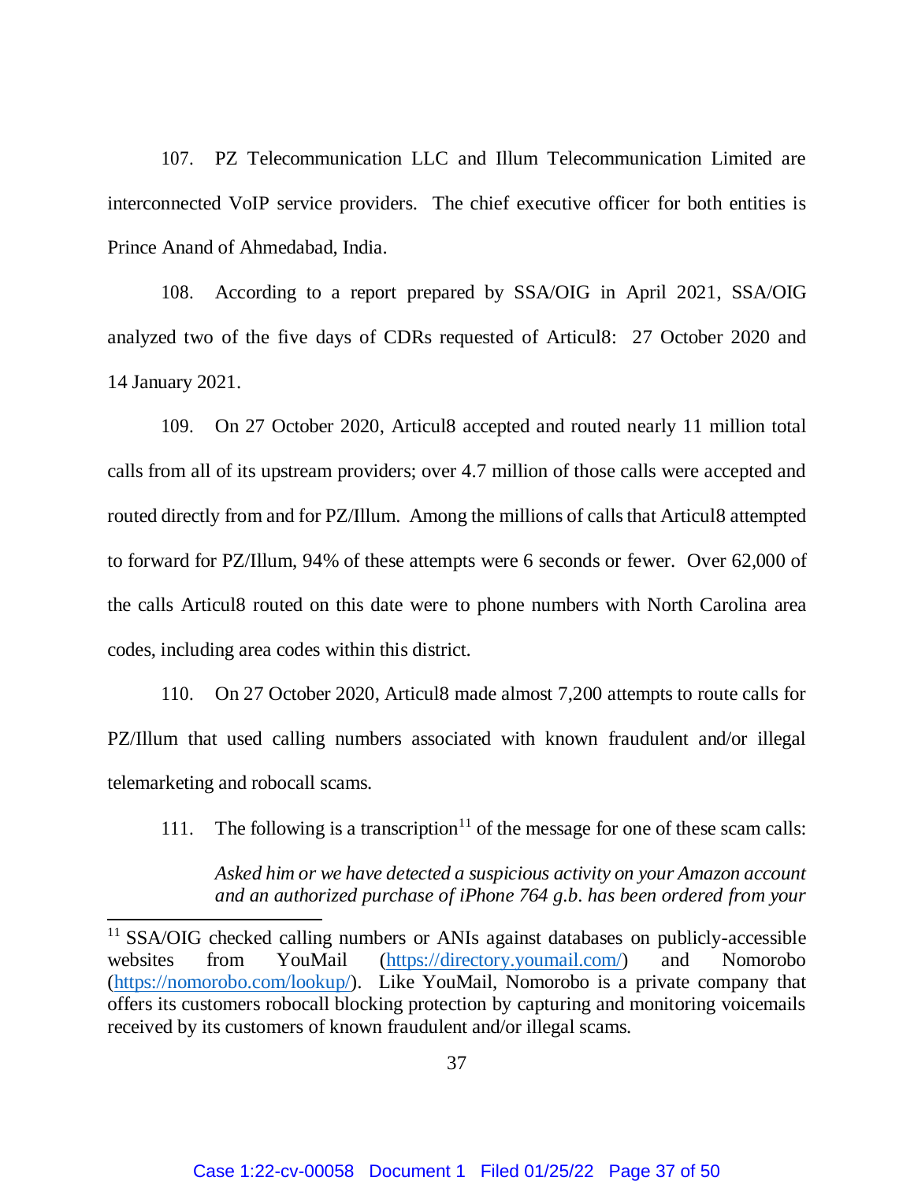107. PZ Telecommunication LLC and Illum Telecommunication Limited are interconnected VoIP service providers. The chief executive officer for both entities is Prince Anand of Ahmedabad, India.

108. According to a report prepared by SSA/OIG in April 2021, SSA/OIG analyzed two of the five days of CDRs requested of Articul8: 27 October 2020 and 14 January 2021.

109. On 27 October 2020, Articul8 accepted and routed nearly 11 million total calls from all of its upstream providers; over 4.7 million of those calls were accepted and routed directly from and for PZ/Illum. Among the millions of calls that Articul8 attempted to forward for PZ/Illum, 94% of these attempts were 6 seconds or fewer. Over 62,000 of the calls Articul8 routed on this date were to phone numbers with North Carolina area codes, including area codes within this district.

110. On 27 October 2020, Articul8 made almost 7,200 attempts to route calls for PZ/Illum that used calling numbers associated with known fraudulent and/or illegal telemarketing and robocall scams.

111. The following is a transcription[11] of the message for one of these scam calls:

> *Asked him or we have detected a suspicious activity on your Amazon account and an authorized purchase of iPhone 764 g.b. has been ordered from your*

---

[11] SSA/OIG checked calling numbers or ANIs against databases on publicly-accessible websites from YouMail (https://directory.youmail.com/) and Nomorobo (https://nomorobo.com/lookup/). Like YouMail, Nomorobo is a private company that offers its customers robocall blocking protection by capturing and monitoring voicemails received by its customers of known fraudulent and/or illegal scams.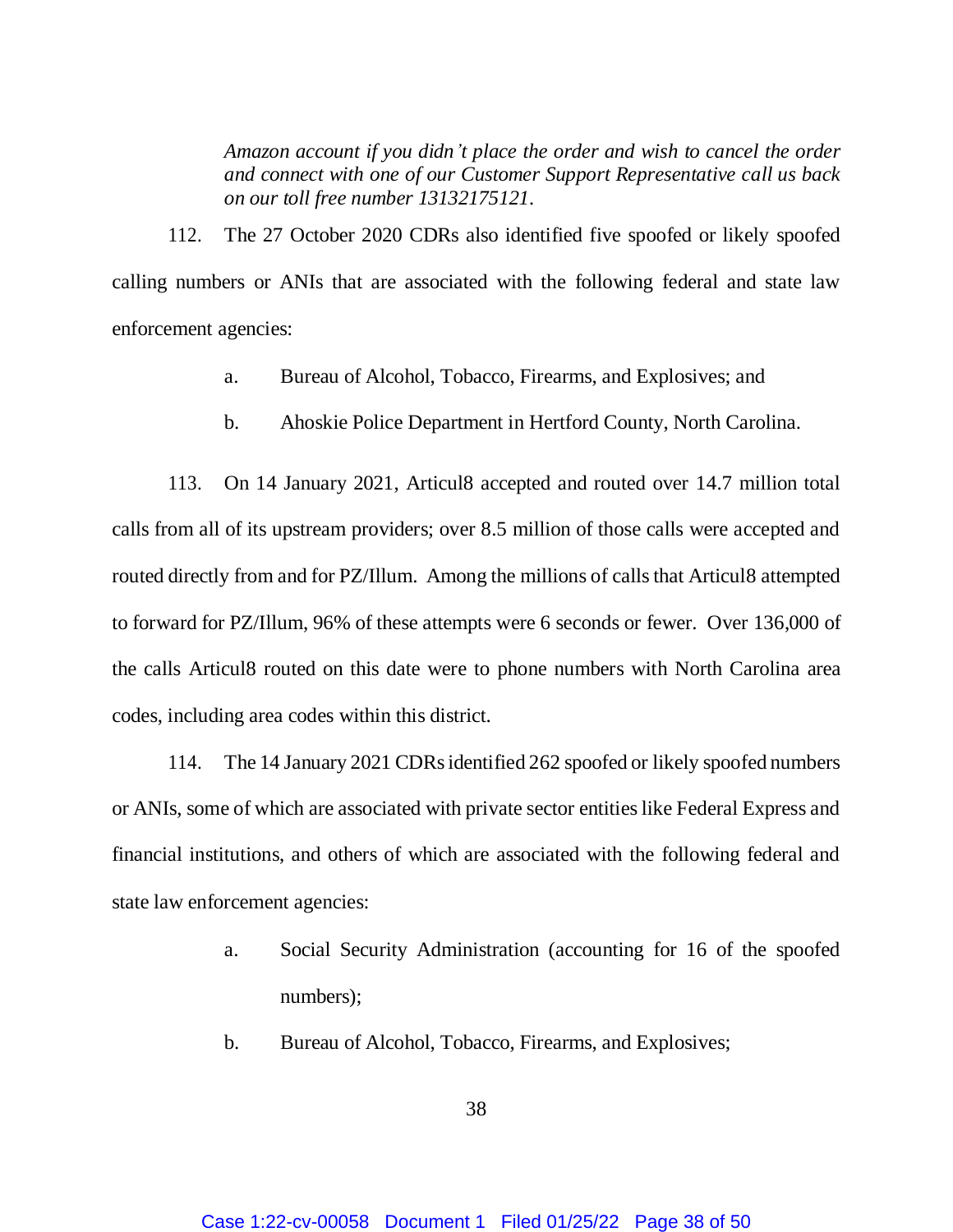> *Amazon account if you didn't place the order and wish to cancel the order and connect with one of our Customer Support Representative call us back on our toll free number 13132175121.*

112. The 27 October 2020 CDRs also identified five spoofed or likely spoofed calling numbers or ANIs that are associated with the following federal and state law enforcement agencies:

   a. Bureau of Alcohol, Tobacco, Firearms, and Explosives; and

   b. Ahoskie Police Department in Hertford County, North Carolina.

113. On 14 January 2021, Articul8 accepted and routed over 14.7 million total calls from all of its upstream providers; over 8.5 million of those calls were accepted and routed directly from and for PZ/Illum. Among the millions of calls that Articul8 attempted to forward for PZ/Illum, 96% of these attempts were 6 seconds or fewer. Over 136,000 of the calls Articul8 routed on this date were to phone numbers with North Carolina area codes, including area codes within this district.

114. The 14 January 2021 CDRs identified 262 spoofed or likely spoofed numbers or ANIs, some of which are associated with private sector entities like Federal Express and financial institutions, and others of which are associated with the following federal and state law enforcement agencies:

   a. Social Security Administration (accounting for 16 of the spoofed numbers);

   b. Bureau of Alcohol, Tobacco, Firearms, and Explosives;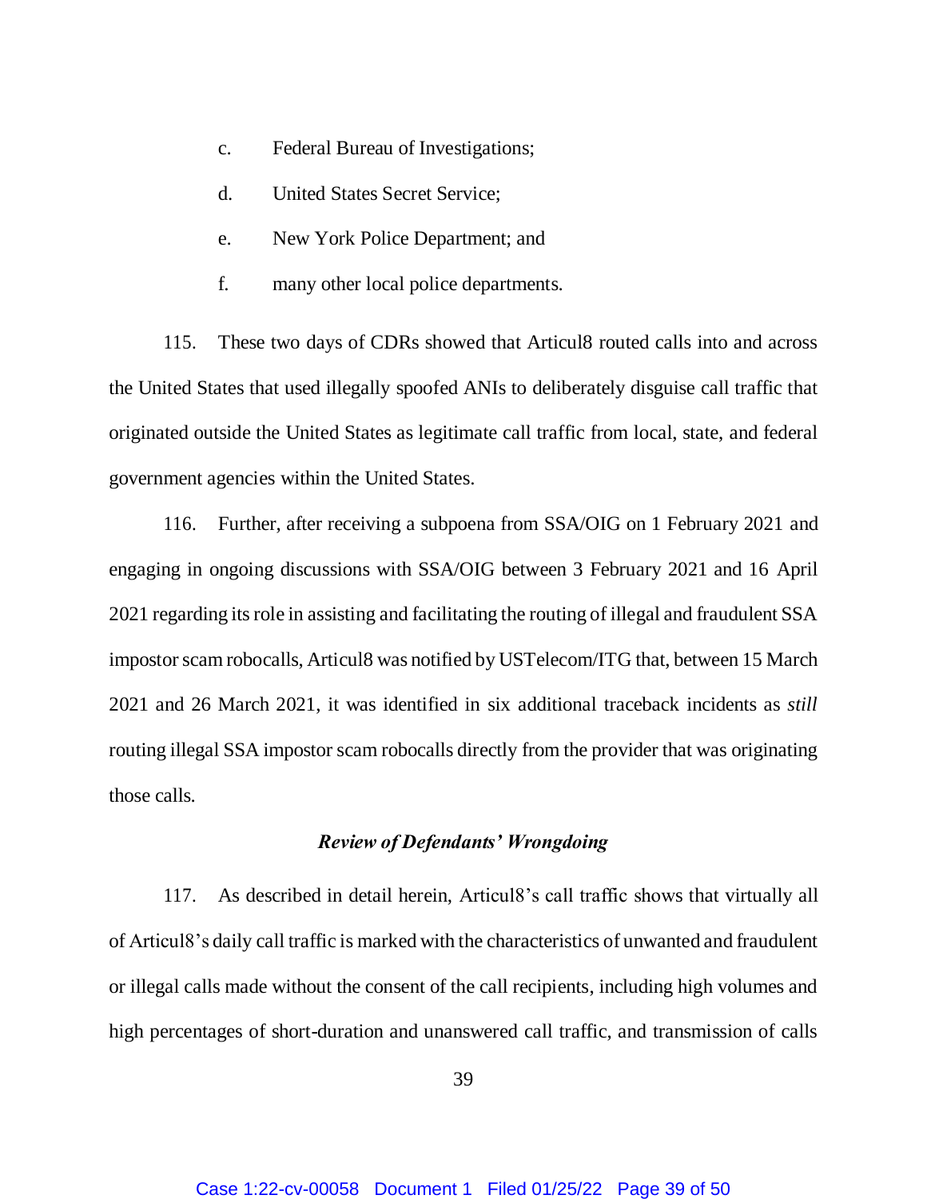c. Federal Bureau of Investigations;

d. United States Secret Service;

e. New York Police Department; and

f. many other local police departments.

115. These two days of CDRs showed that Articul8 routed calls into and across the United States that used illegally spoofed ANIs to deliberately disguise call traffic that originated outside the United States as legitimate call traffic from local, state, and federal government agencies within the United States.

116. Further, after receiving a subpoena from SSA/OIG on 1 February 2021 and engaging in ongoing discussions with SSA/OIG between 3 February 2021 and 16 April 2021 regarding its role in assisting and facilitating the routing of illegal and fraudulent SSA impostor scam robocalls, Articul8 was notified by USTelecom/ITG that, between 15 March 2021 and 26 March 2021, it was identified in six additional traceback incidents as *still* routing illegal SSA impostor scam robocalls directly from the provider that was originating those calls.

### *Review of Defendants' Wrongdoing*

117. As described in detail herein, Articul8's call traffic shows that virtually all of Articul8's daily call traffic is marked with the characteristics of unwanted and fraudulent or illegal calls made without the consent of the call recipients, including high volumes and high percentages of short-duration and unanswered call traffic, and transmission of calls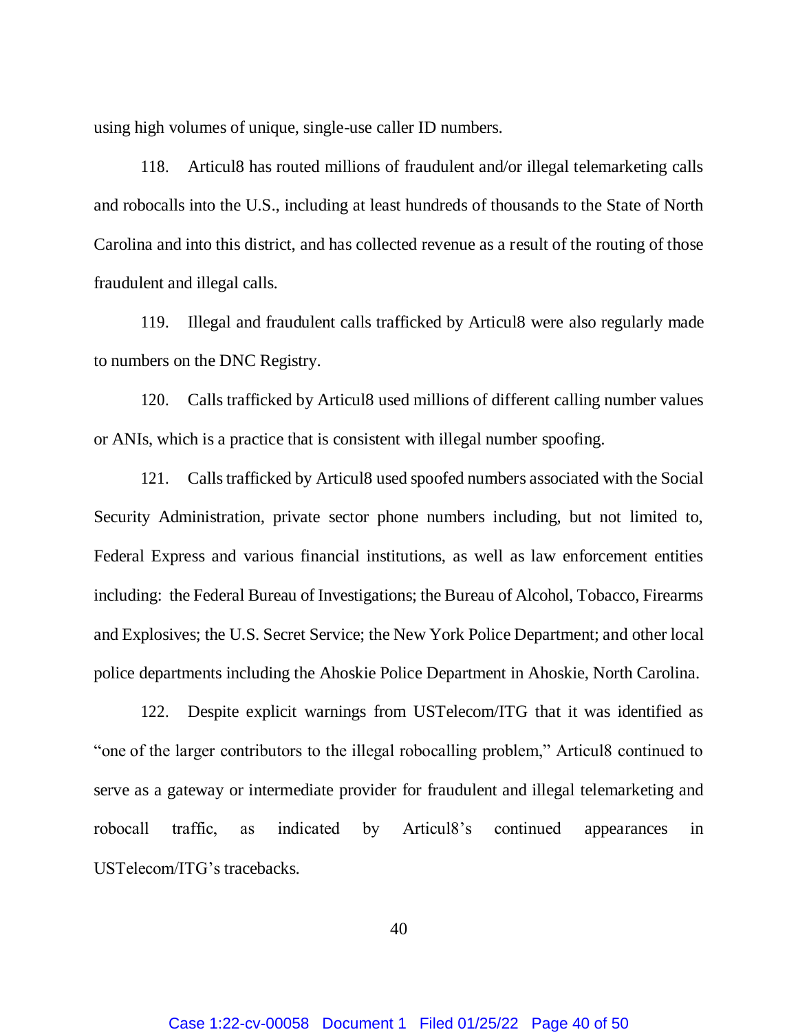using high volumes of unique, single-use caller ID numbers.

118. Articul8 has routed millions of fraudulent and/or illegal telemarketing calls and robocalls into the U.S., including at least hundreds of thousands to the State of North Carolina and into this district, and has collected revenue as a result of the routing of those fraudulent and illegal calls.

119. Illegal and fraudulent calls trafficked by Articul8 were also regularly made to numbers on the DNC Registry.

120. Calls trafficked by Articul8 used millions of different calling number values or ANIs, which is a practice that is consistent with illegal number spoofing.

121. Calls trafficked by Articul8 used spoofed numbers associated with the Social Security Administration, private sector phone numbers including, but not limited to, Federal Express and various financial institutions, as well as law enforcement entities including: the Federal Bureau of Investigations; the Bureau of Alcohol, Tobacco, Firearms and Explosives; the U.S. Secret Service; the New York Police Department; and other local police departments including the Ahoskie Police Department in Ahoskie, North Carolina.

122. Despite explicit warnings from USTelecom/ITG that it was identified as "one of the larger contributors to the illegal robocalling problem," Articul8 continued to serve as a gateway or intermediate provider for fraudulent and illegal telemarketing and robocall traffic, as indicated by Articul8's continued appearances in USTelecom/ITG's tracebacks.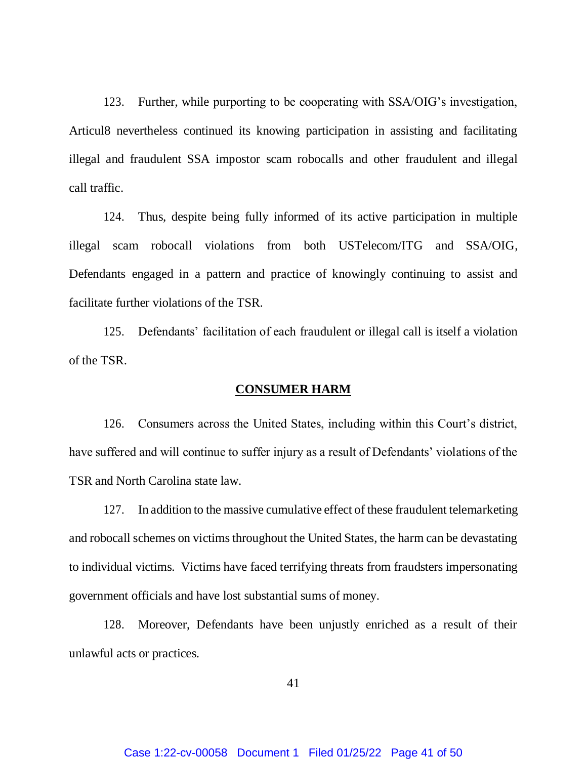123. Further, while purporting to be cooperating with SSA/OIG's investigation, Articul8 nevertheless continued its knowing participation in assisting and facilitating illegal and fraudulent SSA impostor scam robocalls and other fraudulent and illegal call traffic.

124. Thus, despite being fully informed of its active participation in multiple illegal scam robocall violations from both USTelecom/ITG and SSA/OIG, Defendants engaged in a pattern and practice of knowingly continuing to assist and facilitate further violations of the TSR.

125. Defendants' facilitation of each fraudulent or illegal call is itself a violation of the TSR.

## CONSUMER HARM

126. Consumers across the United States, including within this Court's district, have suffered and will continue to suffer injury as a result of Defendants' violations of the TSR and North Carolina state law.

127. In addition to the massive cumulative effect of these fraudulent telemarketing and robocall schemes on victims throughout the United States, the harm can be devastating to individual victims. Victims have faced terrifying threats from fraudsters impersonating government officials and have lost substantial sums of money.

128. Moreover, Defendants have been unjustly enriched as a result of their unlawful acts or practices.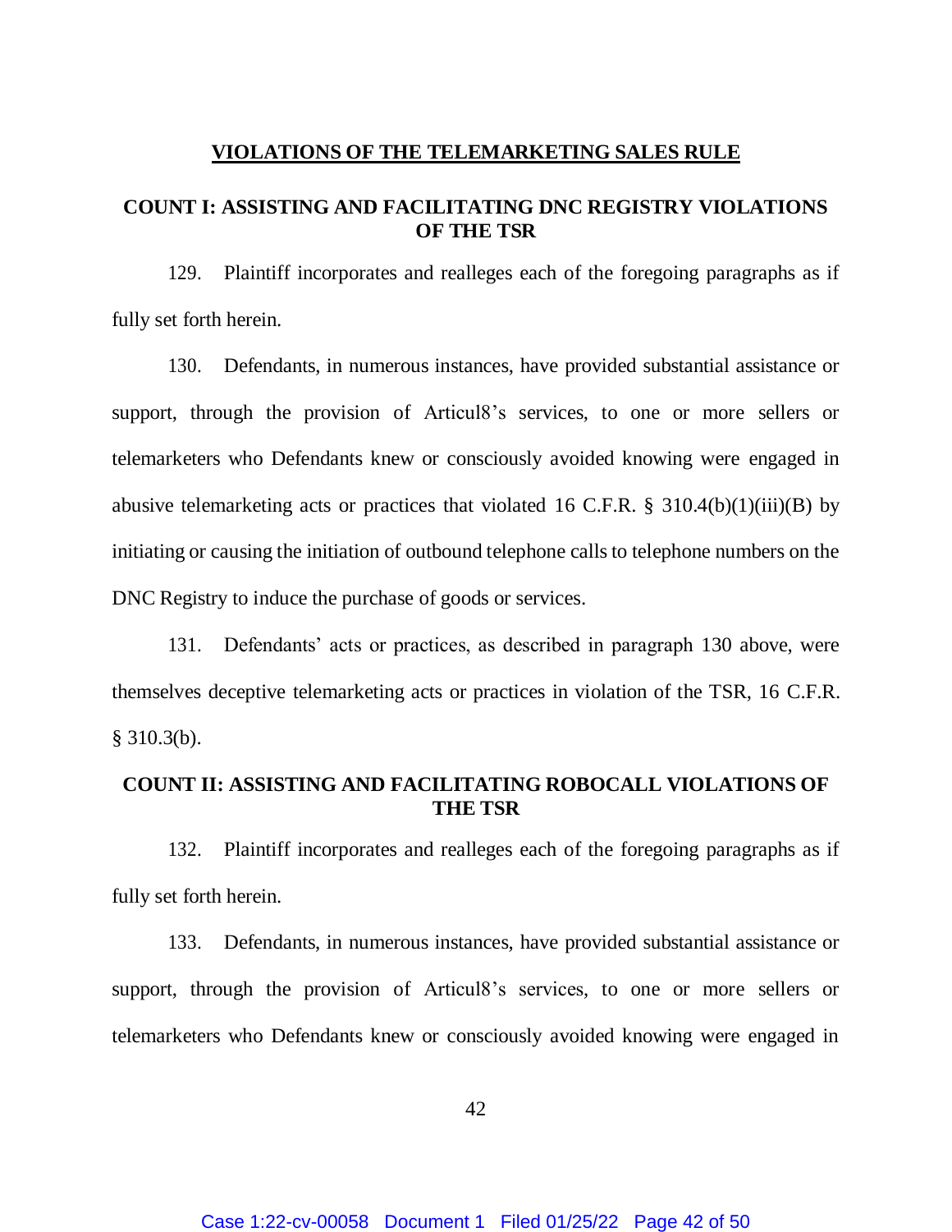## VIOLATIONS OF THE TELEMARKETING SALES RULE

### COUNT I: ASSISTING AND FACILITATING DNC REGISTRY VIOLATIONS OF THE TSR

129. Plaintiff incorporates and realleges each of the foregoing paragraphs as if fully set forth herein.

130. Defendants, in numerous instances, have provided substantial assistance or support, through the provision of Articul8's services, to one or more sellers or telemarketers who Defendants knew or consciously avoided knowing were engaged in abusive telemarketing acts or practices that violated 16 C.F.R. § 310.4(b)(1)(iii)(B) by initiating or causing the initiation of outbound telephone calls to telephone numbers on the DNC Registry to induce the purchase of goods or services.

131. Defendants' acts or practices, as described in paragraph 130 above, were themselves deceptive telemarketing acts or practices in violation of the TSR, 16 C.F.R. § 310.3(b).

### COUNT II: ASSISTING AND FACILITATING ROBOCALL VIOLATIONS OF THE TSR

132. Plaintiff incorporates and realleges each of the foregoing paragraphs as if fully set forth herein.

133. Defendants, in numerous instances, have provided substantial assistance or support, through the provision of Articul8's services, to one or more sellers or telemarketers who Defendants knew or consciously avoided knowing were engaged in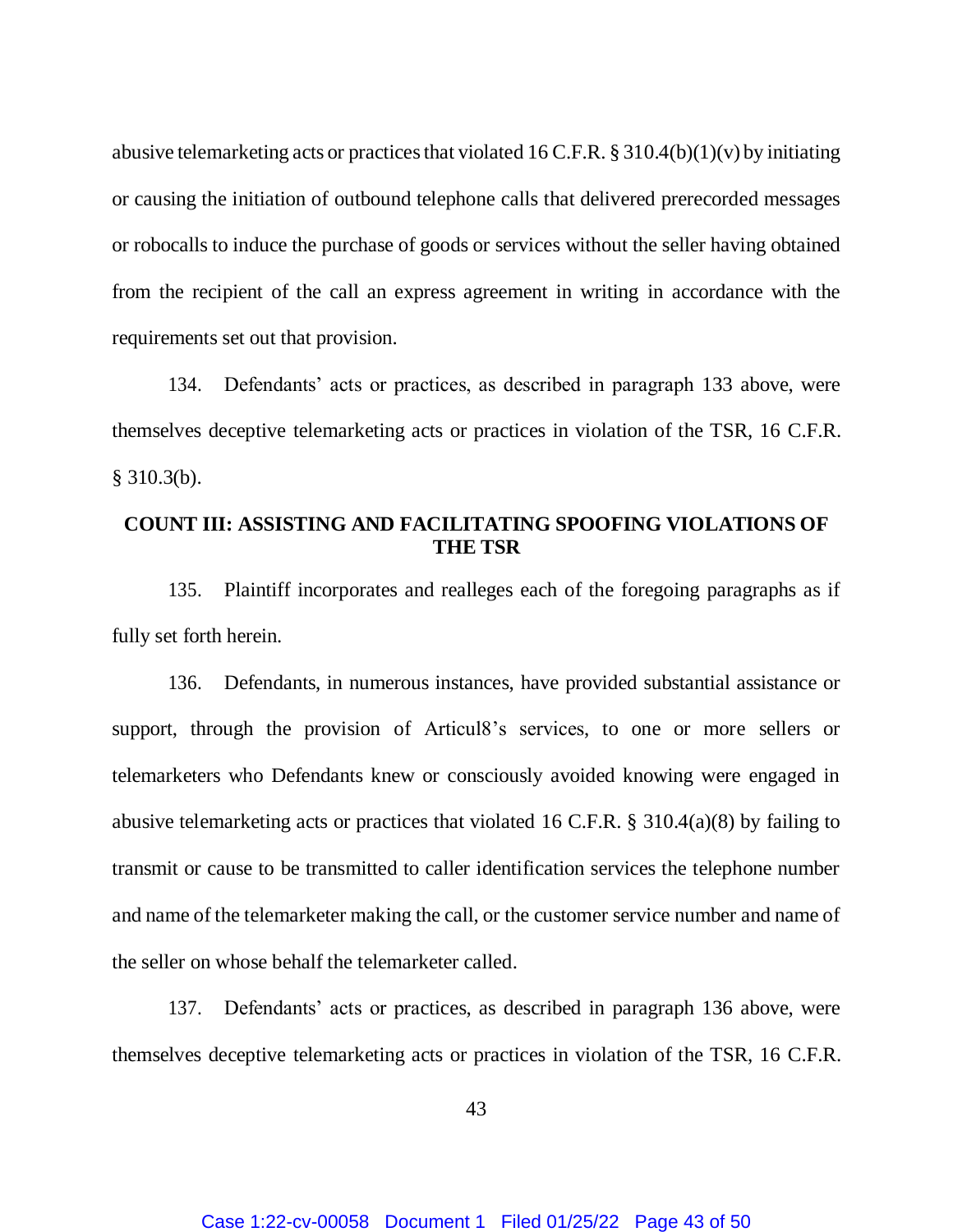abusive telemarketing acts or practices that violated 16 C.F.R. § 310.4(b)(1)(v) by initiating or causing the initiation of outbound telephone calls that delivered prerecorded messages or robocalls to induce the purchase of goods or services without the seller having obtained from the recipient of the call an express agreement in writing in accordance with the requirements set out that provision.

134. Defendants' acts or practices, as described in paragraph 133 above, were themselves deceptive telemarketing acts or practices in violation of the TSR, 16 C.F.R. § 310.3(b).

## COUNT III: ASSISTING AND FACILITATING SPOOFING VIOLATIONS OF THE TSR

135. Plaintiff incorporates and realleges each of the foregoing paragraphs as if fully set forth herein.

136. Defendants, in numerous instances, have provided substantial assistance or support, through the provision of Articul8's services, to one or more sellers or telemarketers who Defendants knew or consciously avoided knowing were engaged in abusive telemarketing acts or practices that violated 16 C.F.R. § 310.4(a)(8) by failing to transmit or cause to be transmitted to caller identification services the telephone number and name of the telemarketer making the call, or the customer service number and name of the seller on whose behalf the telemarketer called.

137. Defendants' acts or practices, as described in paragraph 136 above, were themselves deceptive telemarketing acts or practices in violation of the TSR, 16 C.F.R.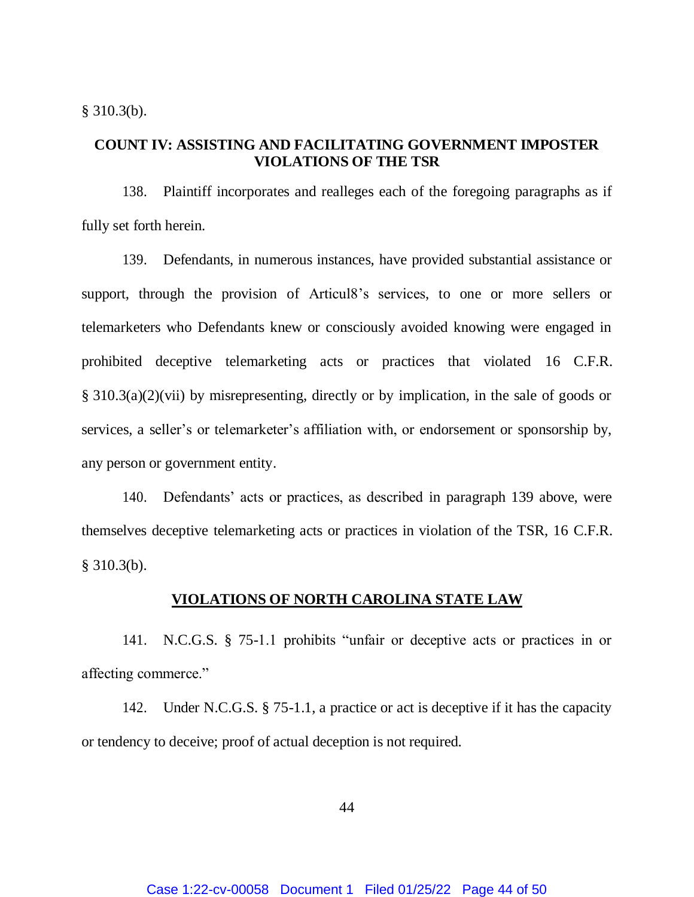§ 310.3(b).

**COUNT IV: ASSISTING AND FACILITATING GOVERNMENT IMPOSTER VIOLATIONS OF THE TSR**

138. Plaintiff incorporates and realleges each of the foregoing paragraphs as if fully set forth herein.

139. Defendants, in numerous instances, have provided substantial assistance or support, through the provision of Articul8's services, to one or more sellers or telemarketers who Defendants knew or consciously avoided knowing were engaged in prohibited deceptive telemarketing acts or practices that violated 16 C.F.R. § 310.3(a)(2)(vii) by misrepresenting, directly or by implication, in the sale of goods or services, a seller's or telemarketer's affiliation with, or endorsement or sponsorship by, any person or government entity.

140. Defendants' acts or practices, as described in paragraph 139 above, were themselves deceptive telemarketing acts or practices in violation of the TSR, 16 C.F.R. § 310.3(b).

**VIOLATIONS OF NORTH CAROLINA STATE LAW**

141. N.C.G.S. § 75-1.1 prohibits "unfair or deceptive acts or practices in or affecting commerce."

142. Under N.C.G.S. § 75-1.1, a practice or act is deceptive if it has the capacity or tendency to deceive; proof of actual deception is not required.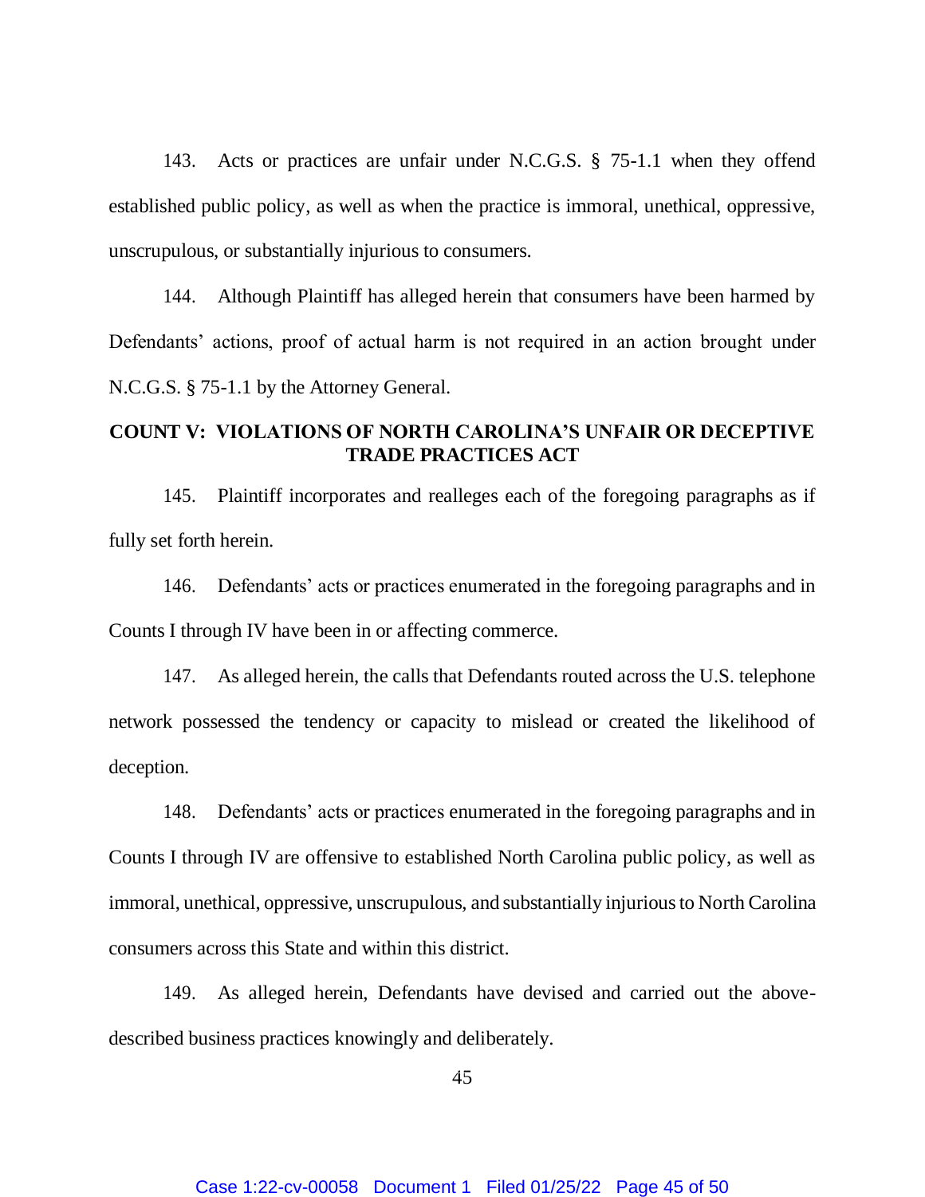143. Acts or practices are unfair under N.C.G.S. § 75-1.1 when they offend established public policy, as well as when the practice is immoral, unethical, oppressive, unscrupulous, or substantially injurious to consumers.

144. Although Plaintiff has alleged herein that consumers have been harmed by Defendants' actions, proof of actual harm is not required in an action brought under N.C.G.S. § 75-1.1 by the Attorney General.

## COUNT V: VIOLATIONS OF NORTH CAROLINA'S UNFAIR OR DECEPTIVE TRADE PRACTICES ACT

145. Plaintiff incorporates and realleges each of the foregoing paragraphs as if fully set forth herein.

146. Defendants' acts or practices enumerated in the foregoing paragraphs and in Counts I through IV have been in or affecting commerce.

147. As alleged herein, the calls that Defendants routed across the U.S. telephone network possessed the tendency or capacity to mislead or created the likelihood of deception.

148. Defendants' acts or practices enumerated in the foregoing paragraphs and in Counts I through IV are offensive to established North Carolina public policy, as well as immoral, unethical, oppressive, unscrupulous, and substantially injurious to North Carolina consumers across this State and within this district.

149. As alleged herein, Defendants have devised and carried out the above-described business practices knowingly and deliberately.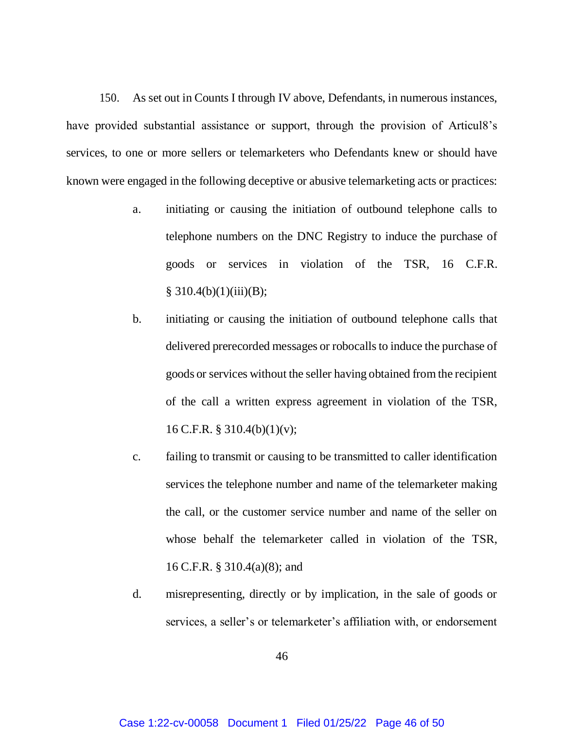150. As set out in Counts I through IV above, Defendants, in numerous instances, have provided substantial assistance or support, through the provision of Articul8's services, to one or more sellers or telemarketers who Defendants knew or should have known were engaged in the following deceptive or abusive telemarketing acts or practices:

a. initiating or causing the initiation of outbound telephone calls to telephone numbers on the DNC Registry to induce the purchase of goods or services in violation of the TSR, 16 C.F.R. § 310.4(b)(1)(iii)(B);

b. initiating or causing the initiation of outbound telephone calls that delivered prerecorded messages or robocalls to induce the purchase of goods or services without the seller having obtained from the recipient of the call a written express agreement in violation of the TSR, 16 C.F.R. § 310.4(b)(1)(v);

c. failing to transmit or causing to be transmitted to caller identification services the telephone number and name of the telemarketer making the call, or the customer service number and name of the seller on whose behalf the telemarketer called in violation of the TSR, 16 C.F.R. § 310.4(a)(8); and

d. misrepresenting, directly or by implication, in the sale of goods or services, a seller's or telemarketer's affiliation with, or endorsement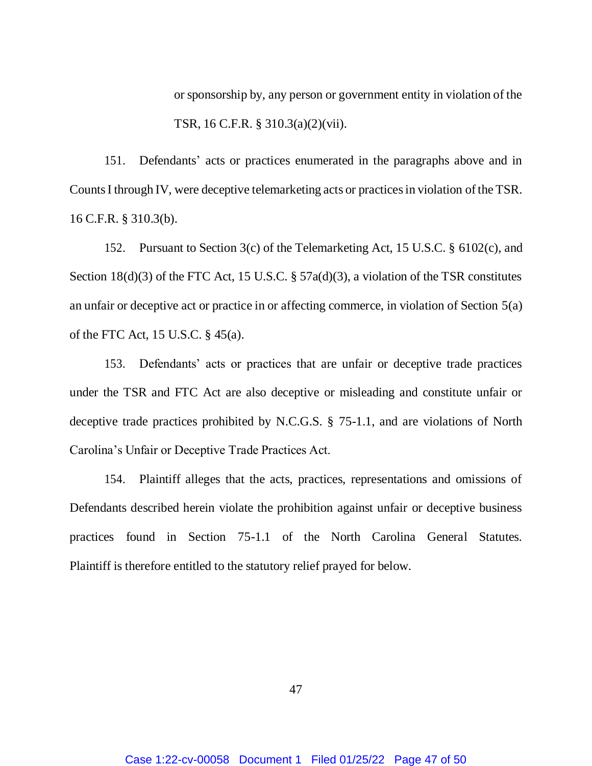or sponsorship by, any person or government entity in violation of the TSR, 16 C.F.R. § 310.3(a)(2)(vii).

151. Defendants' acts or practices enumerated in the paragraphs above and in Counts I through IV, were deceptive telemarketing acts or practices in violation of the TSR. 16 C.F.R. § 310.3(b).

152. Pursuant to Section 3(c) of the Telemarketing Act, 15 U.S.C. § 6102(c), and Section 18(d)(3) of the FTC Act, 15 U.S.C. § 57a(d)(3), a violation of the TSR constitutes an unfair or deceptive act or practice in or affecting commerce, in violation of Section 5(a) of the FTC Act, 15 U.S.C. § 45(a).

153. Defendants' acts or practices that are unfair or deceptive trade practices under the TSR and FTC Act are also deceptive or misleading and constitute unfair or deceptive trade practices prohibited by N.C.G.S. § 75-1.1, and are violations of North Carolina's Unfair or Deceptive Trade Practices Act.

154. Plaintiff alleges that the acts, practices, representations and omissions of Defendants described herein violate the prohibition against unfair or deceptive business practices found in Section 75-1.1 of the North Carolina General Statutes. Plaintiff is therefore entitled to the statutory relief prayed for below.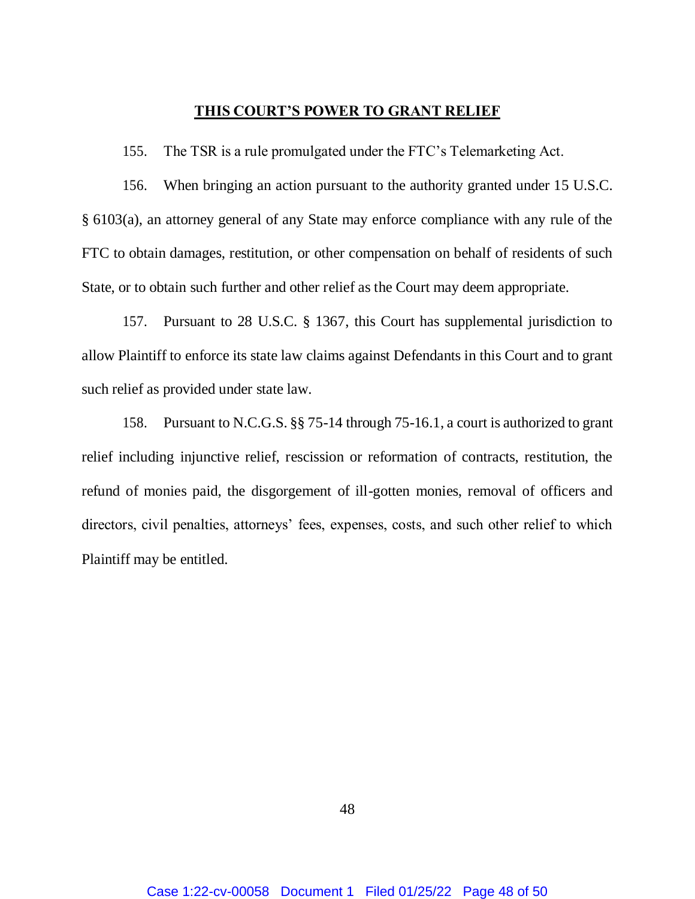## THIS COURT'S POWER TO GRANT RELIEF

155. The TSR is a rule promulgated under the FTC's Telemarketing Act.

156. When bringing an action pursuant to the authority granted under 15 U.S.C. § 6103(a), an attorney general of any State may enforce compliance with any rule of the FTC to obtain damages, restitution, or other compensation on behalf of residents of such State, or to obtain such further and other relief as the Court may deem appropriate.

157. Pursuant to 28 U.S.C. § 1367, this Court has supplemental jurisdiction to allow Plaintiff to enforce its state law claims against Defendants in this Court and to grant such relief as provided under state law.

158. Pursuant to N.C.G.S. §§ 75-14 through 75-16.1, a court is authorized to grant relief including injunctive relief, rescission or reformation of contracts, restitution, the refund of monies paid, the disgorgement of ill-gotten monies, removal of officers and directors, civil penalties, attorneys' fees, expenses, costs, and such other relief to which Plaintiff may be entitled.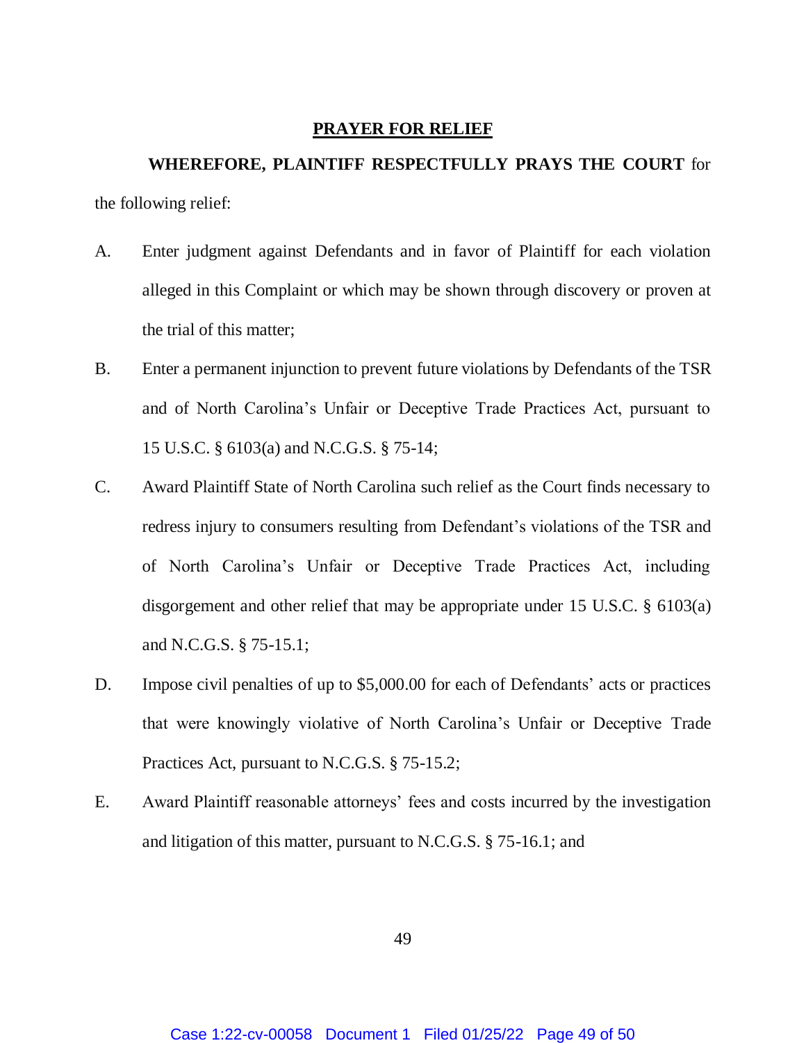## PRAYER FOR RELIEF

**WHEREFORE, PLAINTIFF RESPECTFULLY PRAYS THE COURT** for the following relief:

A. Enter judgment against Defendants and in favor of Plaintiff for each violation alleged in this Complaint or which may be shown through discovery or proven at the trial of this matter;

B. Enter a permanent injunction to prevent future violations by Defendants of the TSR and of North Carolina's Unfair or Deceptive Trade Practices Act, pursuant to 15 U.S.C. § 6103(a) and N.C.G.S. § 75-14;

C. Award Plaintiff State of North Carolina such relief as the Court finds necessary to redress injury to consumers resulting from Defendant's violations of the TSR and of North Carolina's Unfair or Deceptive Trade Practices Act, including disgorgement and other relief that may be appropriate under 15 U.S.C. § 6103(a) and N.C.G.S. § 75-15.1;

D. Impose civil penalties of up to $5,000.00 for each of Defendants' acts or practices that were knowingly violative of North Carolina's Unfair or Deceptive Trade Practices Act, pursuant to N.C.G.S. § 75-15.2;

E. Award Plaintiff reasonable attorneys' fees and costs incurred by the investigation and litigation of this matter, pursuant to N.C.G.S. § 75-16.1; and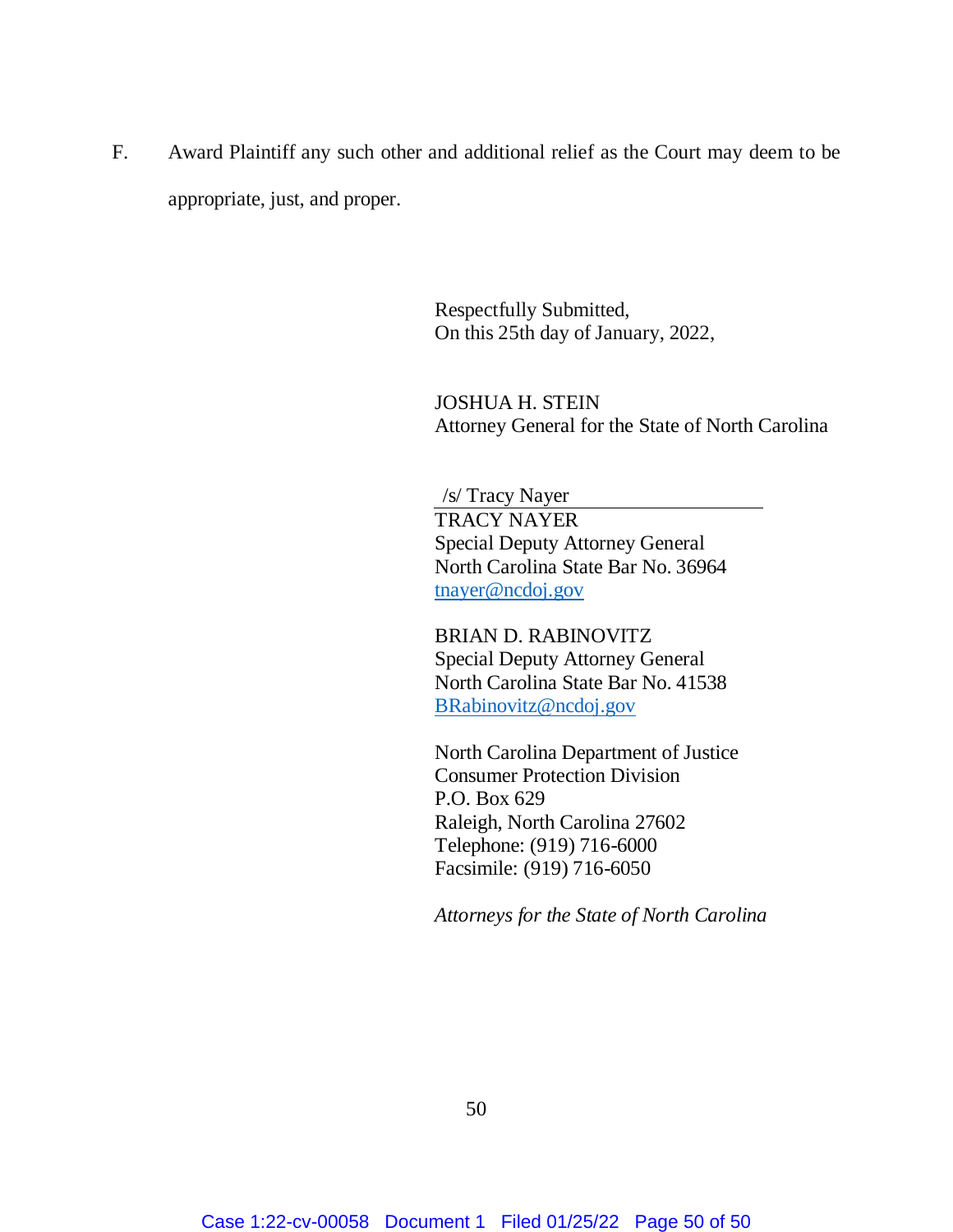F. Award Plaintiff any such other and additional relief as the Court may deem to be appropriate, just, and proper.

Respectfully Submitted,
On this 25th day of January, 2022,

JOSHUA H. STEIN
Attorney General for the State of North Carolina

/s/ Tracy Nayer
TRACY NAYER
Special Deputy Attorney General
North Carolina State Bar No. 36964
tnayer@ncdoj.gov

BRIAN D. RABINOVITZ
Special Deputy Attorney General
North Carolina State Bar No. 41538
BRabinovitz@ncdoj.gov

North Carolina Department of Justice
Consumer Protection Division
P.O. Box 629
Raleigh, North Carolina 27602
Telephone: (919) 716-6000
Facsimile: (919) 716-6050

*Attorneys for the State of North Carolina*